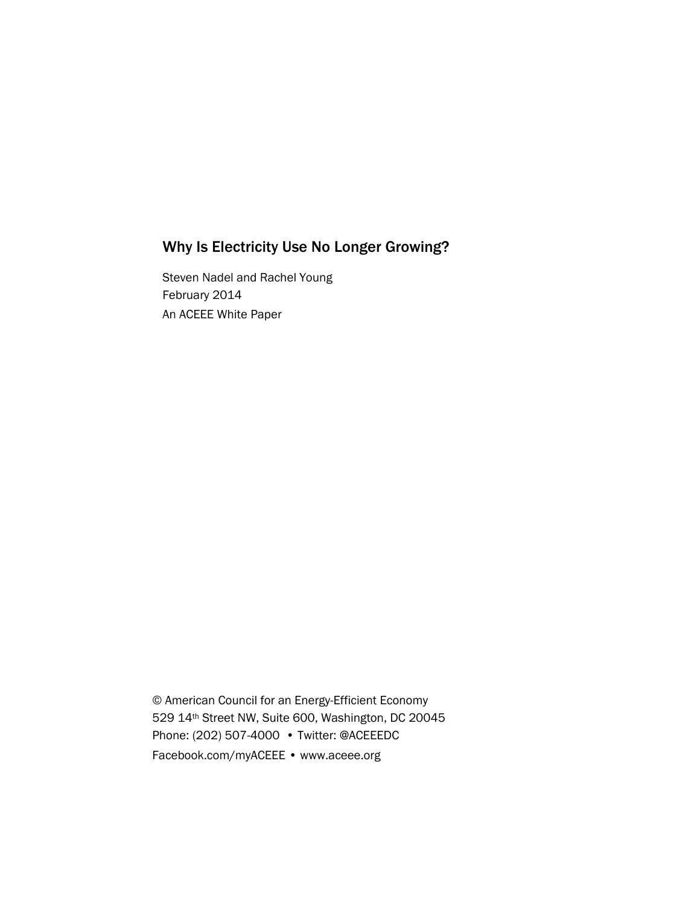# Why Is Electricity Use No Longer Growing?

Steven Nadel and Rachel Young
February 2014
An ACEEE White Paper

© American Council for an Energy-Efficient Economy
529 14th Street NW, Suite 600, Washington, DC 20045
Phone: (202) 507-4000 • Twitter: @ACEEEDC
Facebook.com/myACEEE • www.aceee.org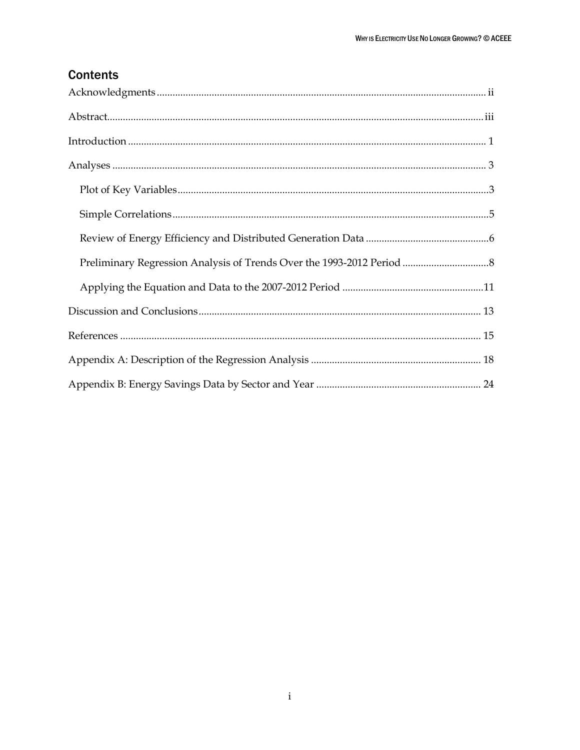## Contents

Acknowledgments ..... ii

Abstract ..... iii

Introduction ..... 1

Analyses ..... 3

- Plot of Key Variables ..... 3
- Simple Correlations ..... 5
- Review of Energy Efficiency and Distributed Generation Data ..... 6
- Preliminary Regression Analysis of Trends Over the 1993-2012 Period ..... 8
- Applying the Equation and Data to the 2007-2012 Period ..... 11

Discussion and Conclusions ..... 13

References ..... 15

Appendix A: Description of the Regression Analysis ..... 18

Appendix B: Energy Savings Data by Sector and Year ..... 24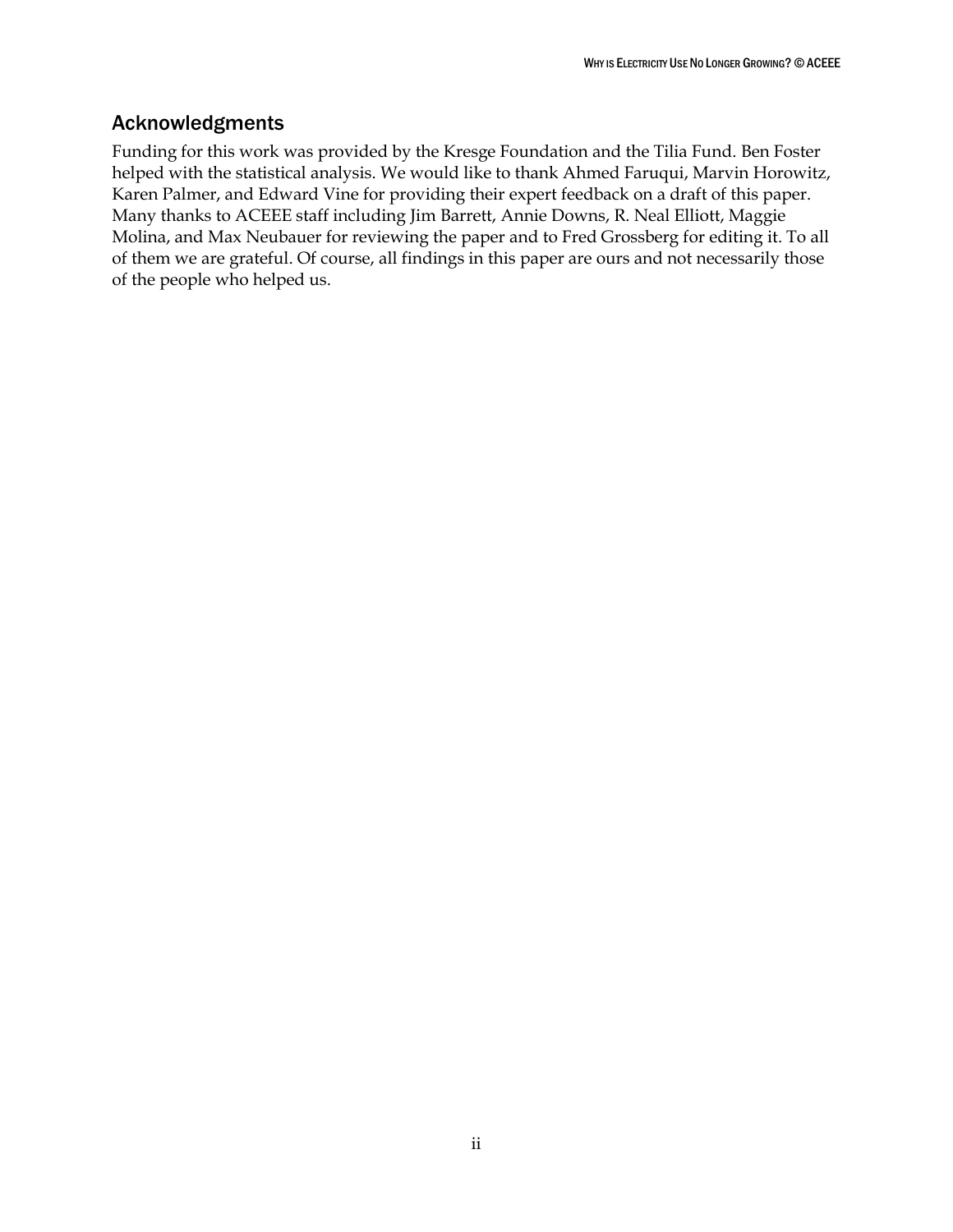## Acknowledgments

Funding for this work was provided by the Kresge Foundation and the Tilia Fund. Ben Foster helped with the statistical analysis. We would like to thank Ahmed Faruqui, Marvin Horowitz, Karen Palmer, and Edward Vine for providing their expert feedback on a draft of this paper. Many thanks to ACEEE staff including Jim Barrett, Annie Downs, R. Neal Elliott, Maggie Molina, and Max Neubauer for reviewing the paper and to Fred Grossberg for editing it. To all of them we are grateful. Of course, all findings in this paper are ours and not necessarily those of the people who helped us.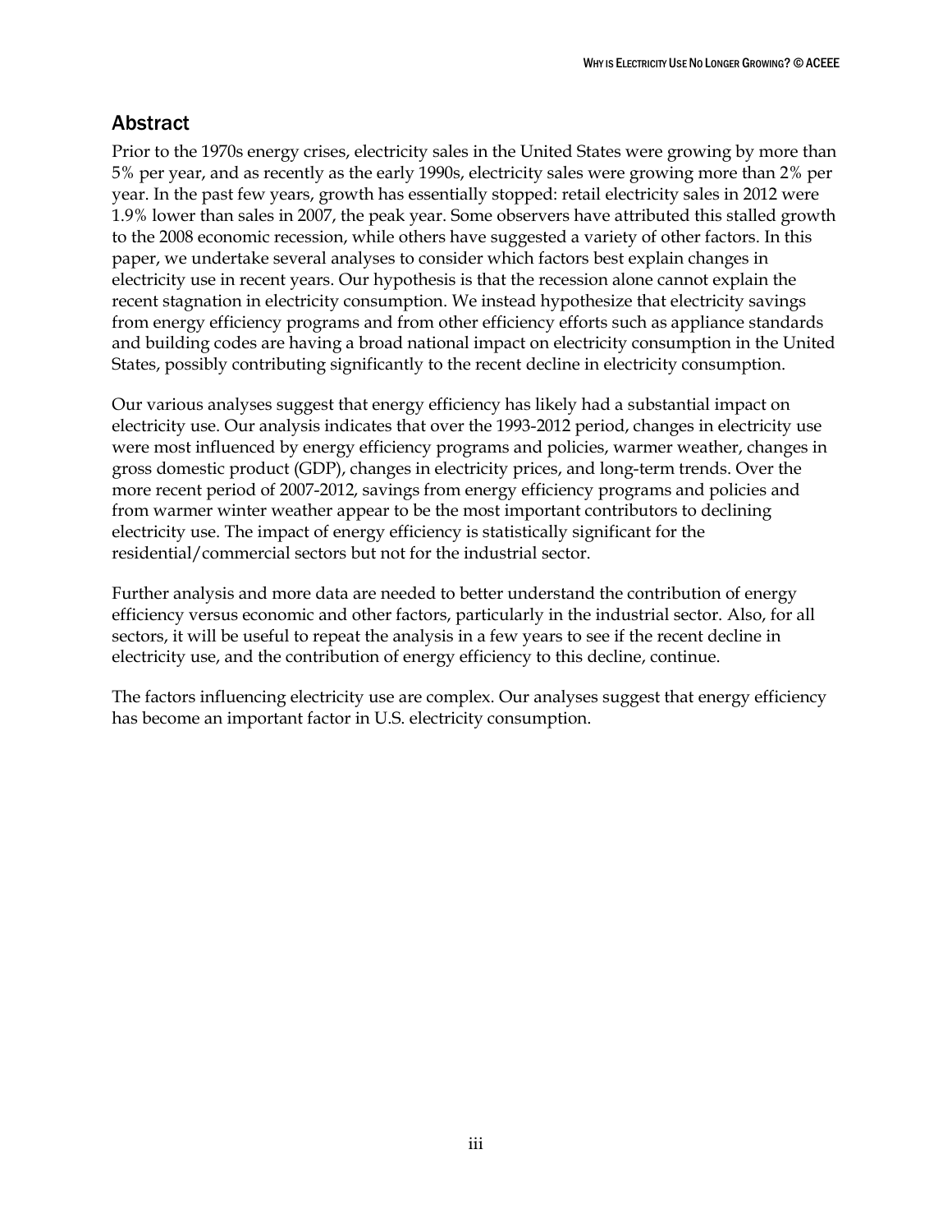## Abstract

Prior to the 1970s energy crises, electricity sales in the United States were growing by more than 5% per year, and as recently as the early 1990s, electricity sales were growing more than 2% per year. In the past few years, growth has essentially stopped: retail electricity sales in 2012 were 1.9% lower than sales in 2007, the peak year. Some observers have attributed this stalled growth to the 2008 economic recession, while others have suggested a variety of other factors. In this paper, we undertake several analyses to consider which factors best explain changes in electricity use in recent years. Our hypothesis is that the recession alone cannot explain the recent stagnation in electricity consumption. We instead hypothesize that electricity savings from energy efficiency programs and from other efficiency efforts such as appliance standards and building codes are having a broad national impact on electricity consumption in the United States, possibly contributing significantly to the recent decline in electricity consumption.

Our various analyses suggest that energy efficiency has likely had a substantial impact on electricity use. Our analysis indicates that over the 1993-2012 period, changes in electricity use were most influenced by energy efficiency programs and policies, warmer weather, changes in gross domestic product (GDP), changes in electricity prices, and long-term trends. Over the more recent period of 2007-2012, savings from energy efficiency programs and policies and from warmer winter weather appear to be the most important contributors to declining electricity use. The impact of energy efficiency is statistically significant for the residential/commercial sectors but not for the industrial sector.

Further analysis and more data are needed to better understand the contribution of energy efficiency versus economic and other factors, particularly in the industrial sector. Also, for all sectors, it will be useful to repeat the analysis in a few years to see if the recent decline in electricity use, and the contribution of energy efficiency to this decline, continue.

The factors influencing electricity use are complex. Our analyses suggest that energy efficiency has become an important factor in U.S. electricity consumption.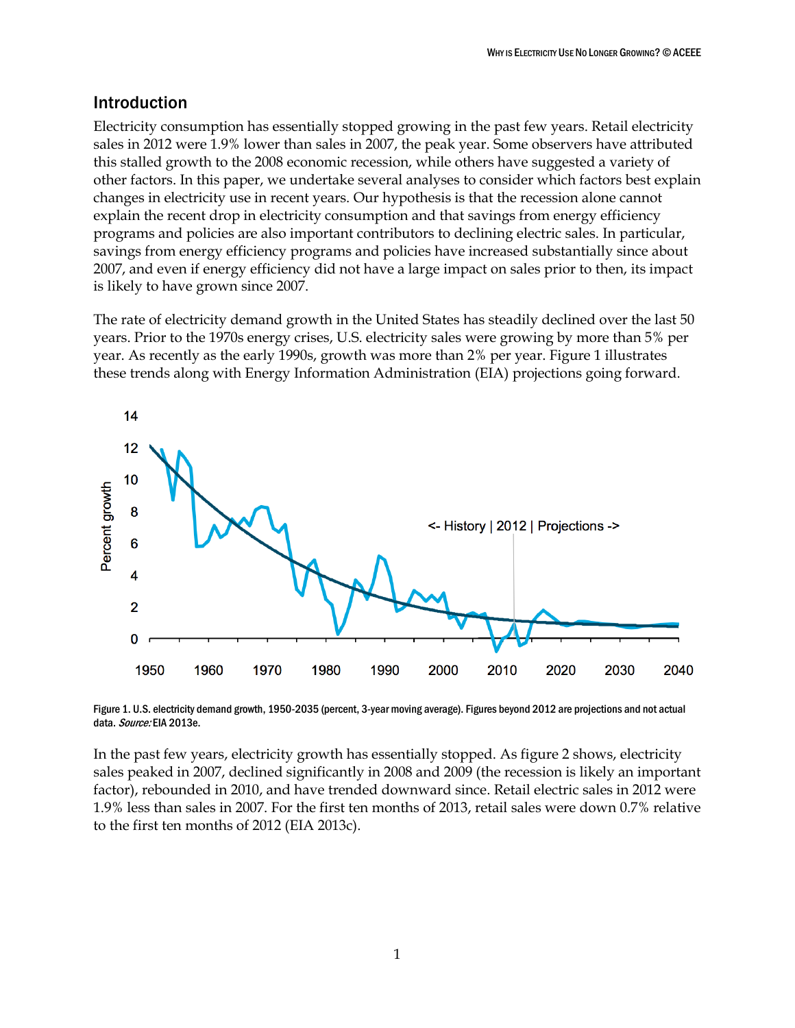## Introduction

Electricity consumption has essentially stopped growing in the past few years. Retail electricity sales in 2012 were 1.9% lower than sales in 2007, the peak year. Some observers have attributed this stalled growth to the 2008 economic recession, while others have suggested a variety of other factors. In this paper, we undertake several analyses to consider which factors best explain changes in electricity use in recent years. Our hypothesis is that the recession alone cannot explain the recent drop in electricity consumption and that savings from energy efficiency programs and policies are also important contributors to declining electric sales. In particular, savings from energy efficiency programs and policies have increased substantially since about 2007, and even if energy efficiency did not have a large impact on sales prior to then, its impact is likely to have grown since 2007.

The rate of electricity demand growth in the United States has steadily declined over the last 50 years. Prior to the 1970s energy crises, U.S. electricity sales were growing by more than 5% per year. As recently as the early 1990s, growth was more than 2% per year. Figure 1 illustrates these trends along with Energy Information Administration (EIA) projections going forward.

Figure 1. U.S. electricity demand growth, 1950-2035 (percent, 3-year moving average). Figures beyond 2012 are projections and not actual data. *Source:* EIA 2013e.

In the past few years, electricity growth has essentially stopped. As figure 2 shows, electricity sales peaked in 2007, declined significantly in 2008 and 2009 (the recession is likely an important factor), rebounded in 2010, and have trended downward since. Retail electric sales in 2012 were 1.9% less than sales in 2007. For the first ten months of 2013, retail sales were down 0.7% relative to the first ten months of 2012 (EIA 2013c).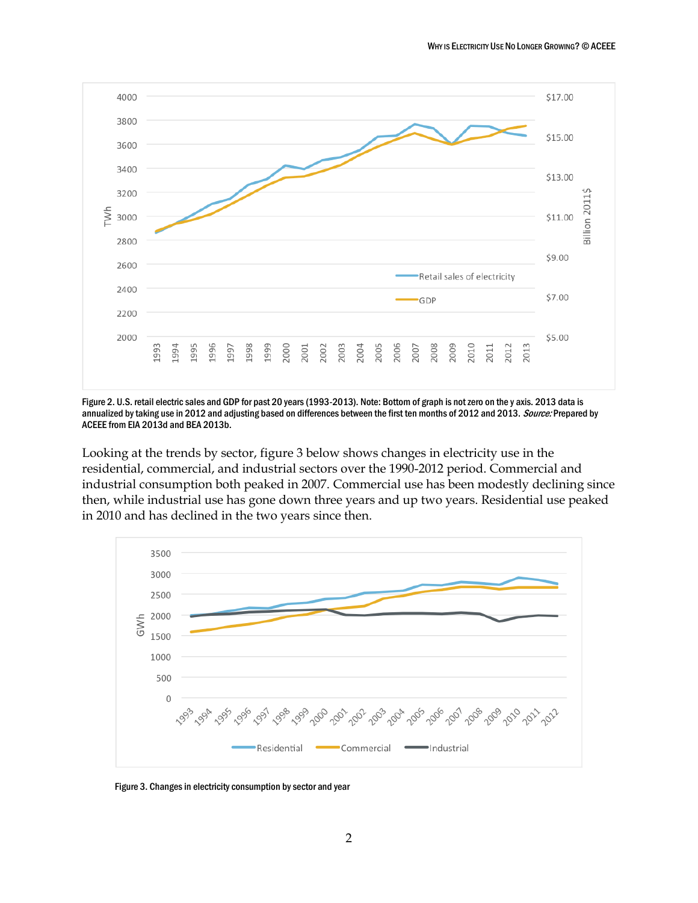Figure 2. U.S. retail electric sales and GDP for past 20 years (1993-2013). Note: Bottom of graph is not zero on the y axis. 2013 data is annualized by taking use in 2012 and adjusting based on differences between the first ten months of 2012 and 2013. *Source:* Prepared by ACEEE from EIA 2013d and BEA 2013b.

Looking at the trends by sector, figure 3 below shows changes in electricity use in the residential, commercial, and industrial sectors over the 1990-2012 period. Commercial and industrial consumption both peaked in 2007. Commercial use has been modestly declining since then, while industrial use has gone down three years and up two years. Residential use peaked in 2010 and has declined in the two years since then.

Figure 3. Changes in electricity consumption by sector and year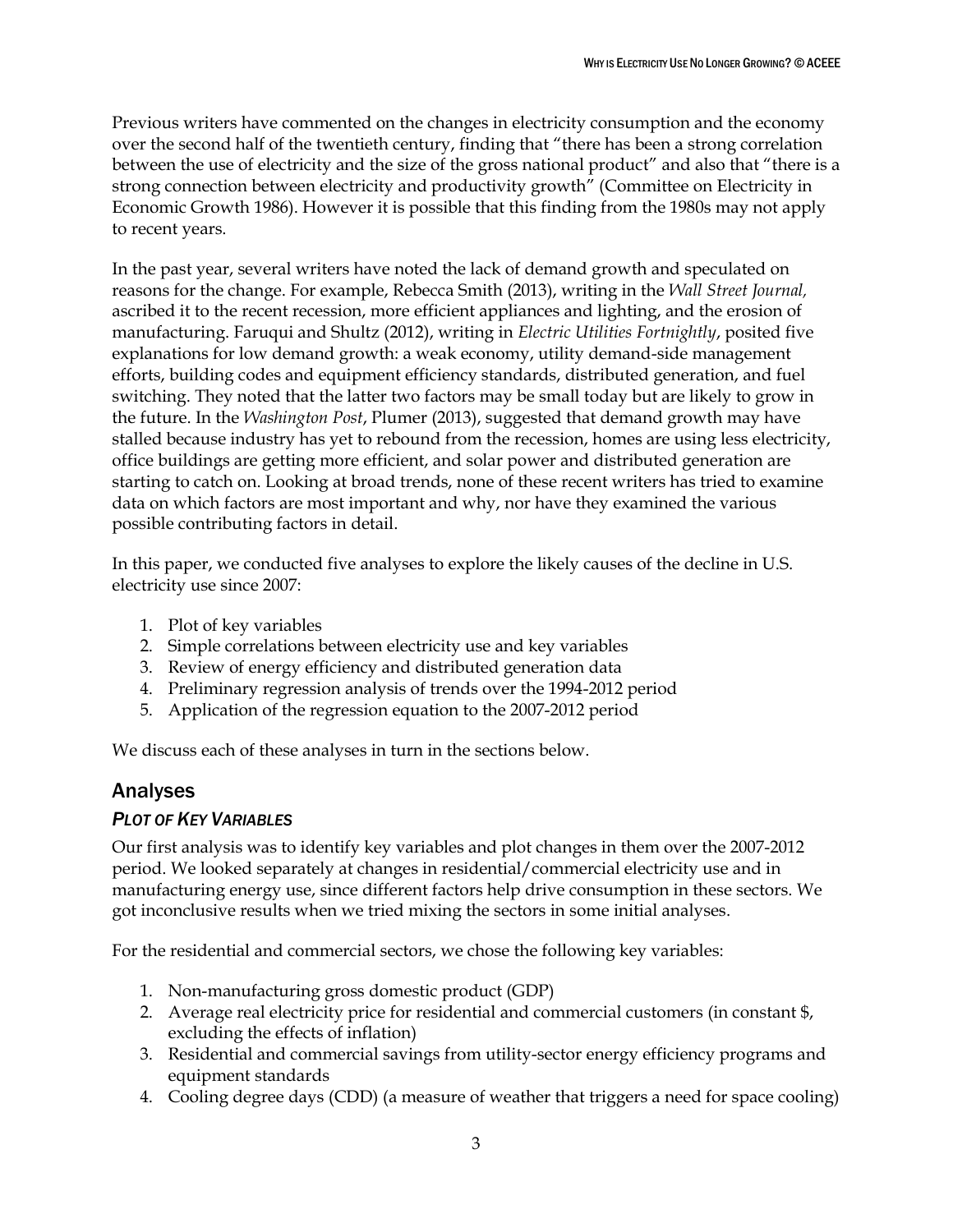Previous writers have commented on the changes in electricity consumption and the economy over the second half of the twentieth century, finding that "there has been a strong correlation between the use of electricity and the size of the gross national product" and also that "there is a strong connection between electricity and productivity growth" (Committee on Electricity in Economic Growth 1986). However it is possible that this finding from the 1980s may not apply to recent years.

In the past year, several writers have noted the lack of demand growth and speculated on reasons for the change. For example, Rebecca Smith (2013), writing in the *Wall Street Journal,* ascribed it to the recent recession, more efficient appliances and lighting, and the erosion of manufacturing. Faruqui and Shultz (2012), writing in *Electric Utilities Fortnightly*, posited five explanations for low demand growth: a weak economy, utility demand-side management efforts, building codes and equipment efficiency standards, distributed generation, and fuel switching. They noted that the latter two factors may be small today but are likely to grow in the future. In the *Washington Post*, Plumer (2013), suggested that demand growth may have stalled because industry has yet to rebound from the recession, homes are using less electricity, office buildings are getting more efficient, and solar power and distributed generation are starting to catch on. Looking at broad trends, none of these recent writers has tried to examine data on which factors are most important and why, nor have they examined the various possible contributing factors in detail.

In this paper, we conducted five analyses to explore the likely causes of the decline in U.S. electricity use since 2007:

1. Plot of key variables
2. Simple correlations between electricity use and key variables
3. Review of energy efficiency and distributed generation data
4. Preliminary regression analysis of trends over the 1994-2012 period
5. Application of the regression equation to the 2007-2012 period

We discuss each of these analyses in turn in the sections below.

## Analyses

### *PLOT OF KEY VARIABLES*

Our first analysis was to identify key variables and plot changes in them over the 2007-2012 period. We looked separately at changes in residential/commercial electricity use and in manufacturing energy use, since different factors help drive consumption in these sectors. We got inconclusive results when we tried mixing the sectors in some initial analyses.

For the residential and commercial sectors, we chose the following key variables:

1. Non-manufacturing gross domestic product (GDP)
2. Average real electricity price for residential and commercial customers (in constant $, excluding the effects of inflation)
3. Residential and commercial savings from utility-sector energy efficiency programs and equipment standards
4. Cooling degree days (CDD) (a measure of weather that triggers a need for space cooling)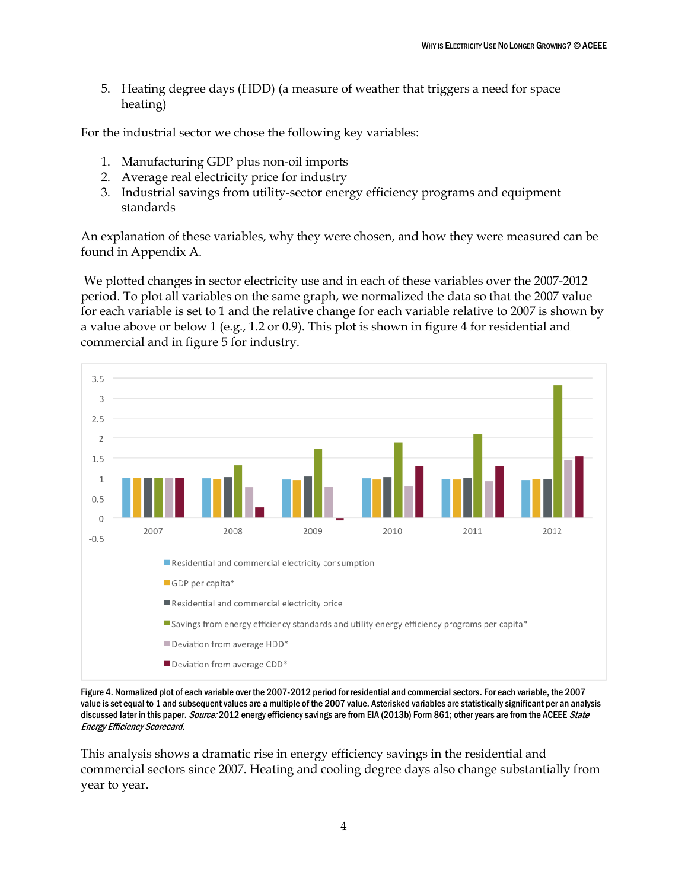5. Heating degree days (HDD) (a measure of weather that triggers a need for space heating)

For the industrial sector we chose the following key variables:

1. Manufacturing GDP plus non-oil imports
2. Average real electricity price for industry
3. Industrial savings from utility-sector energy efficiency programs and equipment standards

An explanation of these variables, why they were chosen, and how they were measured can be found in Appendix A.

We plotted changes in sector electricity use and in each of these variables over the 2007-2012 period. To plot all variables on the same graph, we normalized the data so that the 2007 value for each variable is set to 1 and the relative change for each variable relative to 2007 is shown by a value above or below 1 (e.g., 1.2 or 0.9). This plot is shown in figure 4 for residential and commercial and in figure 5 for industry.

Figure 4. Normalized plot of each variable over the 2007-2012 period for residential and commercial sectors. For each variable, the 2007 value is set equal to 1 and subsequent values are a multiple of the 2007 value. Asterisked variables are statistically significant per an analysis discussed later in this paper. *Source:* 2012 energy efficiency savings are from EIA (2013b) Form 861; other years are from the ACEEE *State Energy Efficiency Scorecard.*

This analysis shows a dramatic rise in energy efficiency savings in the residential and commercial sectors since 2007. Heating and cooling degree days also change substantially from year to year.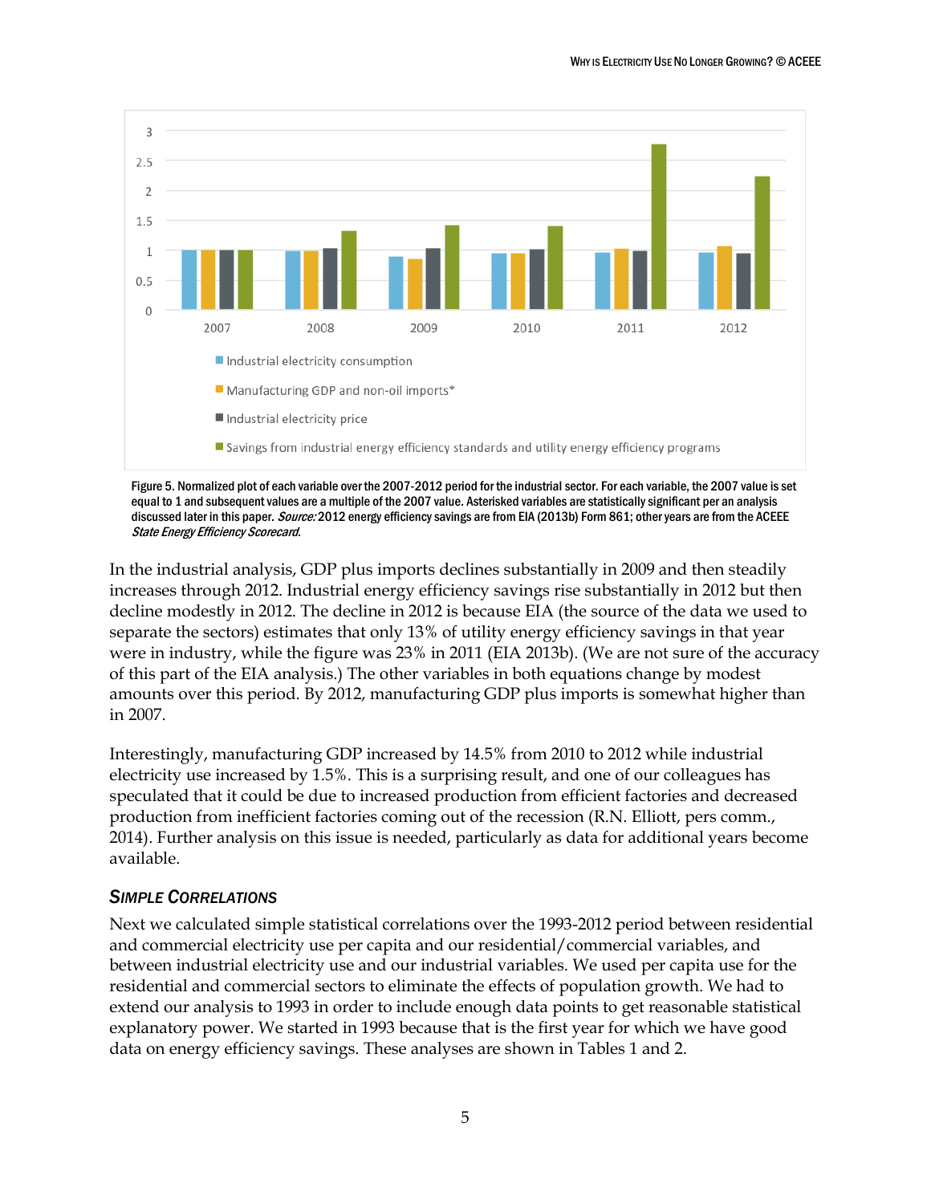Figure 5. Normalized plot of each variable over the 2007-2012 period for the industrial sector. For each variable, the 2007 value is set equal to 1 and subsequent values are a multiple of the 2007 value. Asterisked variables are statistically significant per an analysis discussed later in this paper. *Source:* 2012 energy efficiency savings are from EIA (2013b) Form 861; other years are from the ACEEE *State Energy Efficiency Scorecard*.

In the industrial analysis, GDP plus imports declines substantially in 2009 and then steadily increases through 2012. Industrial energy efficiency savings rise substantially in 2012 but then decline modestly in 2012. The decline in 2012 is because EIA (the source of the data we used to separate the sectors) estimates that only 13% of utility energy efficiency savings in that year were in industry, while the figure was 23% in 2011 (EIA 2013b). (We are not sure of the accuracy of this part of the EIA analysis.) The other variables in both equations change by modest amounts over this period. By 2012, manufacturing GDP plus imports is somewhat higher than in 2007.

Interestingly, manufacturing GDP increased by 14.5% from 2010 to 2012 while industrial electricity use increased by 1.5%. This is a surprising result, and one of our colleagues has speculated that it could be due to increased production from efficient factories and decreased production from inefficient factories coming out of the recession (R.N. Elliott, pers comm., 2014). Further analysis on this issue is needed, particularly as data for additional years become available.

### *Simple Correlations*

Next we calculated simple statistical correlations over the 1993-2012 period between residential and commercial electricity use per capita and our residential/commercial variables, and between industrial electricity use and our industrial variables. We used per capita use for the residential and commercial sectors to eliminate the effects of population growth. We had to extend our analysis to 1993 in order to include enough data points to get reasonable statistical explanatory power. We started in 1993 because that is the first year for which we have good data on energy efficiency savings. These analyses are shown in Tables 1 and 2.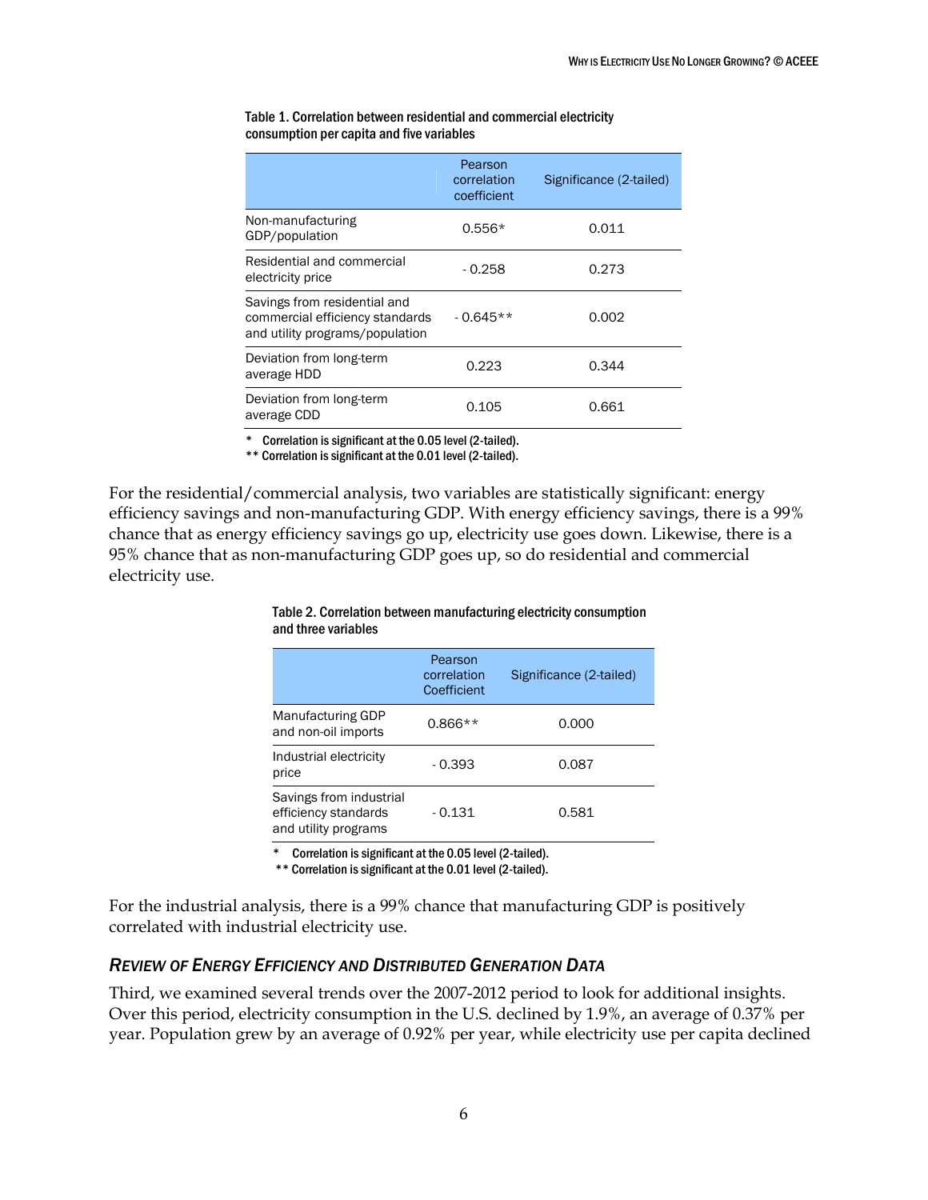Table 1. Correlation between residential and commercial electricity consumption per capita and five variables

| | Pearson correlation coefficient | Significance (2-tailed) |
|---|---|---|
| Non-manufacturing GDP/population | 0.556* | 0.011 |
| Residential and commercial electricity price | - 0.258 | 0.273 |
| Savings from residential and commercial efficiency standards and utility programs/population | - 0.645** | 0.002 |
| Deviation from long-term average HDD | 0.223 | 0.344 |
| Deviation from long-term average CDD | 0.105 | 0.661 |

\* Correlation is significant at the 0.05 level (2-tailed).
** Correlation is significant at the 0.01 level (2-tailed).

For the residential/commercial analysis, two variables are statistically significant: energy efficiency savings and non-manufacturing GDP. With energy efficiency savings, there is a 99% chance that as energy efficiency savings go up, electricity use goes down. Likewise, there is a 95% chance that as non-manufacturing GDP goes up, so do residential and commercial electricity use.

Table 2. Correlation between manufacturing electricity consumption and three variables

| | Pearson correlation Coefficient | Significance (2-tailed) |
|---|---|---|
| Manufacturing GDP and non-oil imports | 0.866** | 0.000 |
| Industrial electricity price | - 0.393 | 0.087 |
| Savings from industrial efficiency standards and utility programs | - 0.131 | 0.581 |

\* Correlation is significant at the 0.05 level (2-tailed).
** Correlation is significant at the 0.01 level (2-tailed).

For the industrial analysis, there is a 99% chance that manufacturing GDP is positively correlated with industrial electricity use.

### *Review of Energy Efficiency and Distributed Generation Data*

Third, we examined several trends over the 2007-2012 period to look for additional insights. Over this period, electricity consumption in the U.S. declined by 1.9%, an average of 0.37% per year. Population grew by an average of 0.92% per year, while electricity use per capita declined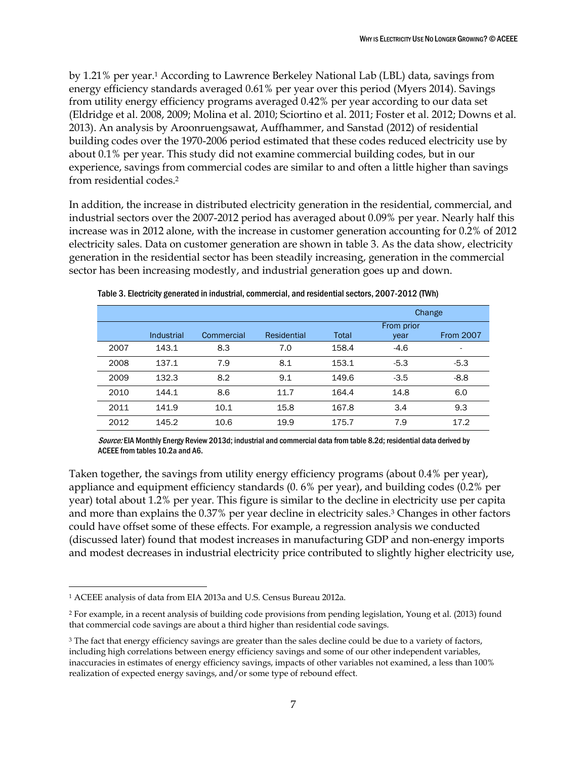by 1.21% per year.[1] According to Lawrence Berkeley National Lab (LBL) data, savings from energy efficiency standards averaged 0.61% per year over this period (Myers 2014). Savings from utility energy efficiency programs averaged 0.42% per year according to our data set (Eldridge et al. 2008, 2009; Molina et al. 2010; Sciortino et al. 2011; Foster et al. 2012; Downs et al. 2013). An analysis by Aroonruengsawat, Auffhammer, and Sanstad (2012) of residential building codes over the 1970-2006 period estimated that these codes reduced electricity use by about 0.1% per year. This study did not examine commercial building codes, but in our experience, savings from commercial codes are similar to and often a little higher than savings from residential codes.[2]

In addition, the increase in distributed electricity generation in the residential, commercial, and industrial sectors over the 2007-2012 period has averaged about 0.09% per year. Nearly half this increase was in 2012 alone, with the increase in customer generation accounting for 0.2% of 2012 electricity sales. Data on customer generation are shown in table 3. As the data show, electricity generation in the residential sector has been steadily increasing, generation in the commercial sector has been increasing modestly, and industrial generation goes up and down.

Table 3. Electricity generated in industrial, commercial, and residential sectors, 2007-2012 (TWh)

| | | | | | Change | |
|---|---|---|---|---|---|---|
| | Industrial | Commercial | Residential | Total | From prior year | From 2007 |
| 2007 | 143.1 | 8.3 | 7.0 | 158.4 | -4.6 | - |
| 2008 | 137.1 | 7.9 | 8.1 | 153.1 | -5.3 | -5.3 |
| 2009 | 132.3 | 8.2 | 9.1 | 149.6 | -3.5 | -8.8 |
| 2010 | 144.1 | 8.6 | 11.7 | 164.4 | 14.8 | 6.0 |
| 2011 | 141.9 | 10.1 | 15.8 | 167.8 | 3.4 | 9.3 |
| 2012 | 145.2 | 10.6 | 19.9 | 175.7 | 7.9 | 17.2 |

*Source:* EIA Monthly Energy Review 2013d; industrial and commercial data from table 8.2d; residential data derived by ACEEE from tables 10.2a and A6.

Taken together, the savings from utility energy efficiency programs (about 0.4% per year), appliance and equipment efficiency standards (0. 6% per year), and building codes (0.2% per year) total about 1.2% per year. This figure is similar to the decline in electricity use per capita and more than explains the 0.37% per year decline in electricity sales.[3] Changes in other factors could have offset some of these effects. For example, a regression analysis we conducted (discussed later) found that modest increases in manufacturing GDP and non-energy imports and modest decreases in industrial electricity price contributed to slightly higher electricity use,

---

[1] ACEEE analysis of data from EIA 2013a and U.S. Census Bureau 2012a.

[2] For example, in a recent analysis of building code provisions from pending legislation, Young et al. (2013) found that commercial code savings are about a third higher than residential code savings.

[3] The fact that energy efficiency savings are greater than the sales decline could be due to a variety of factors, including high correlations between energy efficiency savings and some of our other independent variables, inaccuracies in estimates of energy efficiency savings, impacts of other variables not examined, a less than 100% realization of expected energy savings, and/or some type of rebound effect.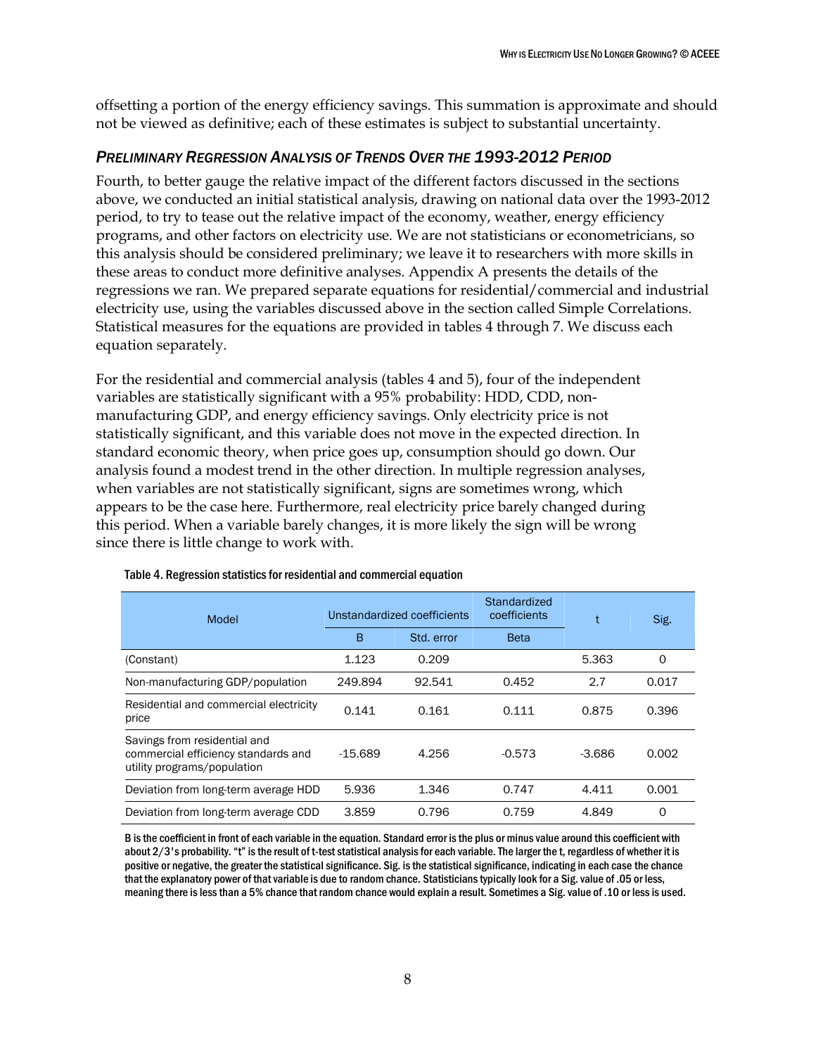offsetting a portion of the energy efficiency savings. This summation is approximate and should not be viewed as definitive; each of these estimates is subject to substantial uncertainty.

### *Preliminary Regression Analysis of Trends Over the 1993-2012 Period*

Fourth, to better gauge the relative impact of the different factors discussed in the sections above, we conducted an initial statistical analysis, drawing on national data over the 1993-2012 period, to try to tease out the relative impact of the economy, weather, energy efficiency programs, and other factors on electricity use. We are not statisticians or econometricians, so this analysis should be considered preliminary; we leave it to researchers with more skills in these areas to conduct more definitive analyses. Appendix A presents the details of the regressions we ran. We prepared separate equations for residential/commercial and industrial electricity use, using the variables discussed above in the section called Simple Correlations. Statistical measures for the equations are provided in tables 4 through 7. We discuss each equation separately.

For the residential and commercial analysis (tables 4 and 5), four of the independent variables are statistically significant with a 95% probability: HDD, CDD, non-manufacturing GDP, and energy efficiency savings. Only electricity price is not statistically significant, and this variable does not move in the expected direction. In standard economic theory, when price goes up, consumption should go down. Our analysis found a modest trend in the other direction. In multiple regression analyses, when variables are not statistically significant, signs are sometimes wrong, which appears to be the case here. Furthermore, real electricity price barely changed during this period. When a variable barely changes, it is more likely the sign will be wrong since there is little change to work with.

Table 4. Regression statistics for residential and commercial equation

| Model | Unstandardized coefficients | | Standardized coefficients | t | Sig. |
|---|---|---|---|---|---|
| | B | Std. error | Beta | | |
| (Constant) | 1.123 | 0.209 | | 5.363 | 0 |
| Non-manufacturing GDP/population | 249.894 | 92.541 | 0.452 | 2.7 | 0.017 |
| Residential and commercial electricity price | 0.141 | 0.161 | 0.111 | 0.875 | 0.396 |
| Savings from residential and commercial efficiency standards and utility programs/population | -15.689 | 4.256 | -0.573 | -3.686 | 0.002 |
| Deviation from long-term average HDD | 5.936 | 1.346 | 0.747 | 4.411 | 0.001 |
| Deviation from long-term average CDD | 3.859 | 0.796 | 0.759 | 4.849 | 0 |

B is the coefficient in front of each variable in the equation. Standard error is the plus or minus value around this coefficient with about 2/3's probability. "t" is the result of t-test statistical analysis for each variable. The larger the t, regardless of whether it is positive or negative, the greater the statistical significance. Sig. is the statistical significance, indicating in each case the chance that the explanatory power of that variable is due to random chance. Statisticians typically look for a Sig. value of .05 or less, meaning there is less than a 5% chance that random chance would explain a result. Sometimes a Sig. value of .10 or less is used.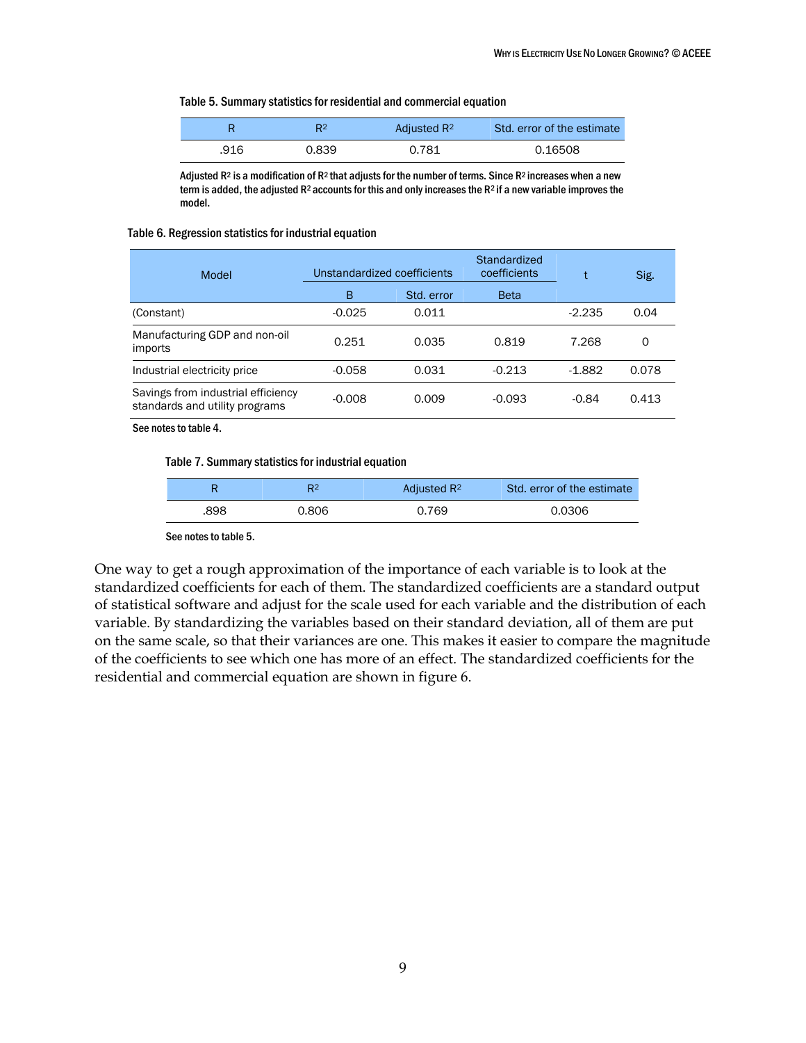Table 5. Summary statistics for residential and commercial equation

| R | $R^2$ | Adjusted $R^2$ | Std. error of the estimate |
|---|---|---|---|
| .916 | 0.839 | 0.781 | 0.16508 |

Adjusted $R^2$ is a modification of $R^2$ that adjusts for the number of terms. Since $R^2$ increases when a new term is added, the adjusted $R^2$ accounts for this and only increases the $R^2$ if a new variable improves the model.

Table 6. Regression statistics for industrial equation

| Model | Unstandardized coefficients | | Standardized coefficients | t | Sig. |
|---|---|---|---|---|---|
| | B | Std. error | Beta | | |
| (Constant) | -0.025 | 0.011 | | -2.235 | 0.04 |
| Manufacturing GDP and non-oil imports | 0.251 | 0.035 | 0.819 | 7.268 | 0 |
| Industrial electricity price | -0.058 | 0.031 | -0.213 | -1.882 | 0.078 |
| Savings from industrial efficiency standards and utility programs | -0.008 | 0.009 | -0.093 | -0.84 | 0.413 |

See notes to table 4.

Table 7. Summary statistics for industrial equation

| R | $R^2$ | Adjusted $R^2$ | Std. error of the estimate |
|---|---|---|---|
| .898 | 0.806 | 0.769 | 0.0306 |

See notes to table 5.

One way to get a rough approximation of the importance of each variable is to look at the standardized coefficients for each of them. The standardized coefficients are a standard output of statistical software and adjust for the scale used for each variable and the distribution of each variable. By standardizing the variables based on their standard deviation, all of them are put on the same scale, so that their variances are one. This makes it easier to compare the magnitude of the coefficients to see which one has more of an effect. The standardized coefficients for the residential and commercial equation are shown in figure 6.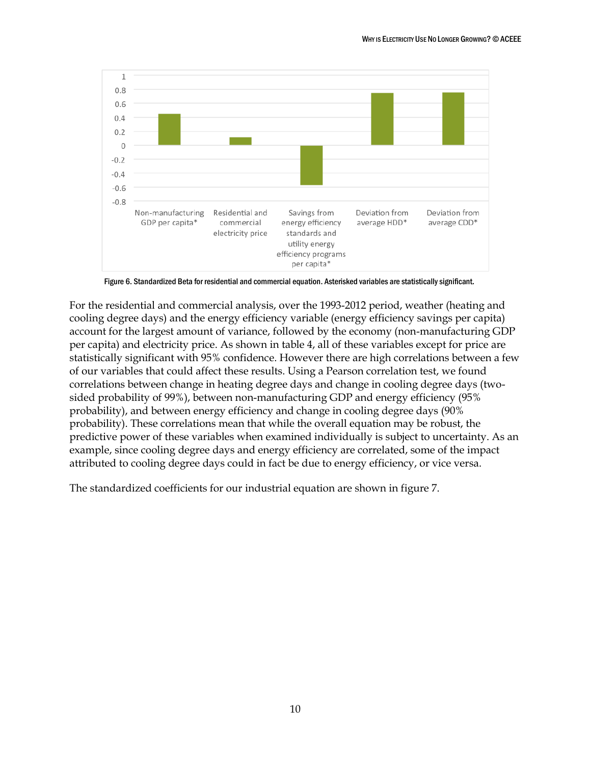Figure 6. Standardized Beta for residential and commercial equation. Asterisked variables are statistically significant.

For the residential and commercial analysis, over the 1993-2012 period, weather (heating and cooling degree days) and the energy efficiency variable (energy efficiency savings per capita) account for the largest amount of variance, followed by the economy (non-manufacturing GDP per capita) and electricity price. As shown in table 4, all of these variables except for price are statistically significant with 95% confidence. However there are high correlations between a few of our variables that could affect these results. Using a Pearson correlation test, we found correlations between change in heating degree days and change in cooling degree days (two-sided probability of 99%), between non-manufacturing GDP and energy efficiency (95% probability), and between energy efficiency and change in cooling degree days (90% probability). These correlations mean that while the overall equation may be robust, the predictive power of these variables when examined individually is subject to uncertainty. As an example, since cooling degree days and energy efficiency are correlated, some of the impact attributed to cooling degree days could in fact be due to energy efficiency, or vice versa.

The standardized coefficients for our industrial equation are shown in figure 7.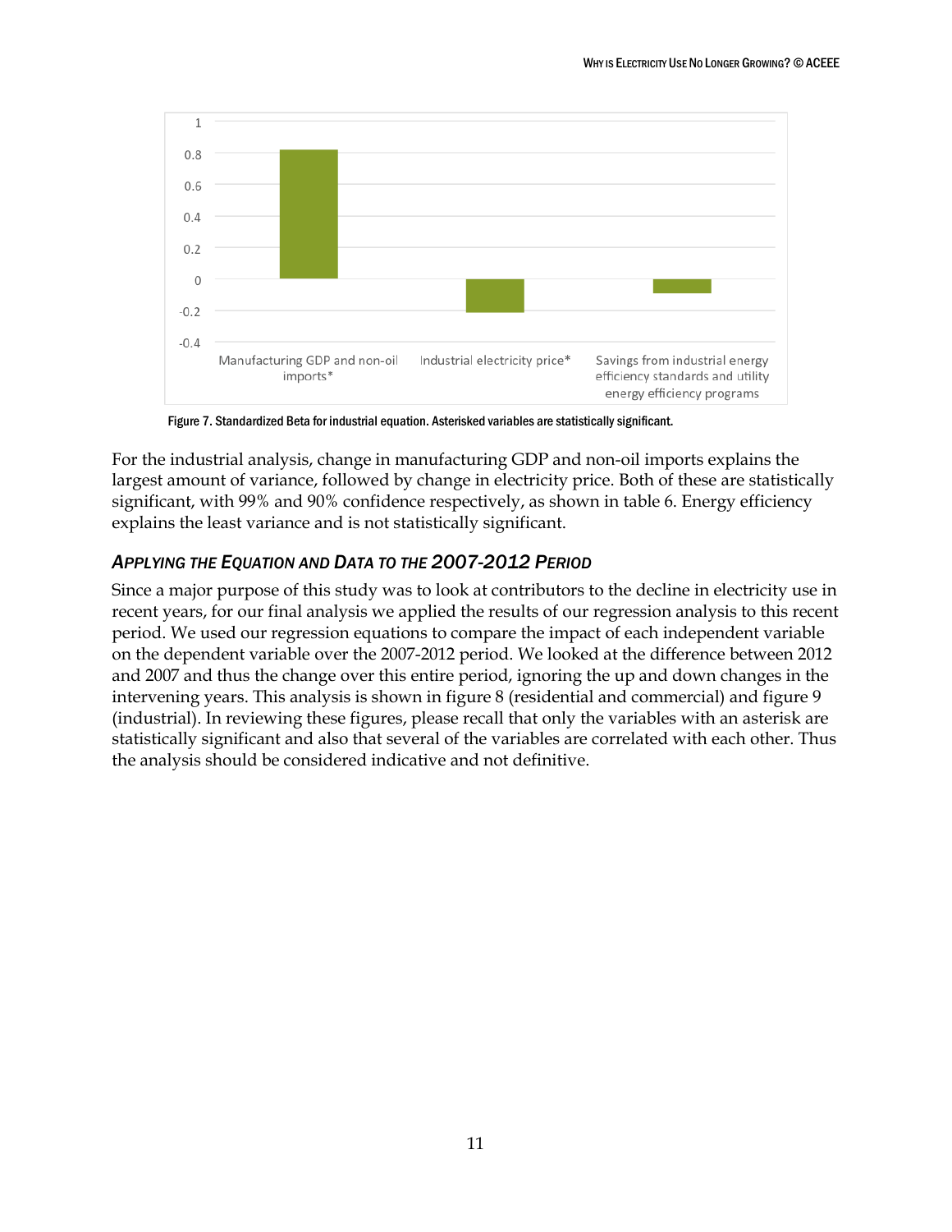Figure 7. Standardized Beta for industrial equation. Asterisked variables are statistically significant.

For the industrial analysis, change in manufacturing GDP and non-oil imports explains the largest amount of variance, followed by change in electricity price. Both of these are statistically significant, with 99% and 90% confidence respectively, as shown in table 6. Energy efficiency explains the least variance and is not statistically significant.

### *Applying the Equation and Data to the 2007-2012 Period*

Since a major purpose of this study was to look at contributors to the decline in electricity use in recent years, for our final analysis we applied the results of our regression analysis to this recent period. We used our regression equations to compare the impact of each independent variable on the dependent variable over the 2007-2012 period. We looked at the difference between 2012 and 2007 and thus the change over this entire period, ignoring the up and down changes in the intervening years. This analysis is shown in figure 8 (residential and commercial) and figure 9 (industrial). In reviewing these figures, please recall that only the variables with an asterisk are statistically significant and also that several of the variables are correlated with each other. Thus the analysis should be considered indicative and not definitive.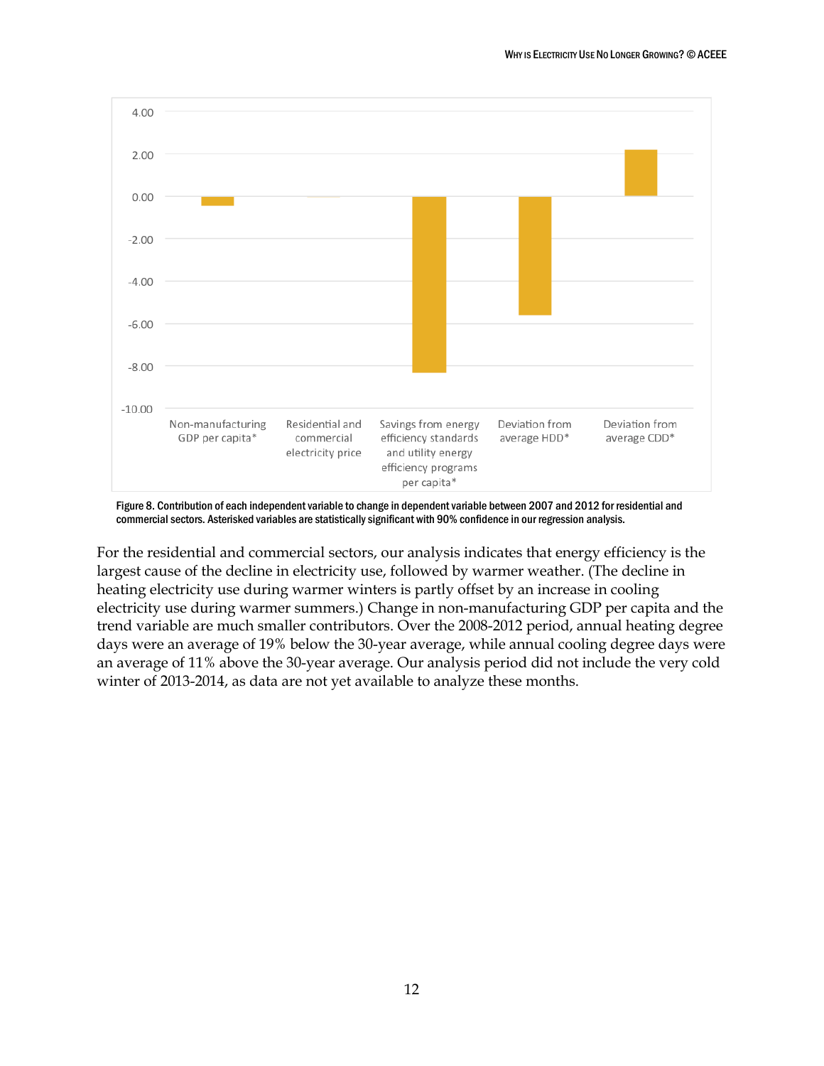Figure 8. Contribution of each independent variable to change in dependent variable between 2007 and 2012 for residential and commercial sectors. Asterisked variables are statistically significant with 90% confidence in our regression analysis.

For the residential and commercial sectors, our analysis indicates that energy efficiency is the largest cause of the decline in electricity use, followed by warmer weather. (The decline in heating electricity use during warmer winters is partly offset by an increase in cooling electricity use during warmer summers.) Change in non-manufacturing GDP per capita and the trend variable are much smaller contributors. Over the 2008-2012 period, annual heating degree days were an average of 19% below the 30-year average, while annual cooling degree days were an average of 11% above the 30-year average. Our analysis period did not include the very cold winter of 2013-2014, as data are not yet available to analyze these months.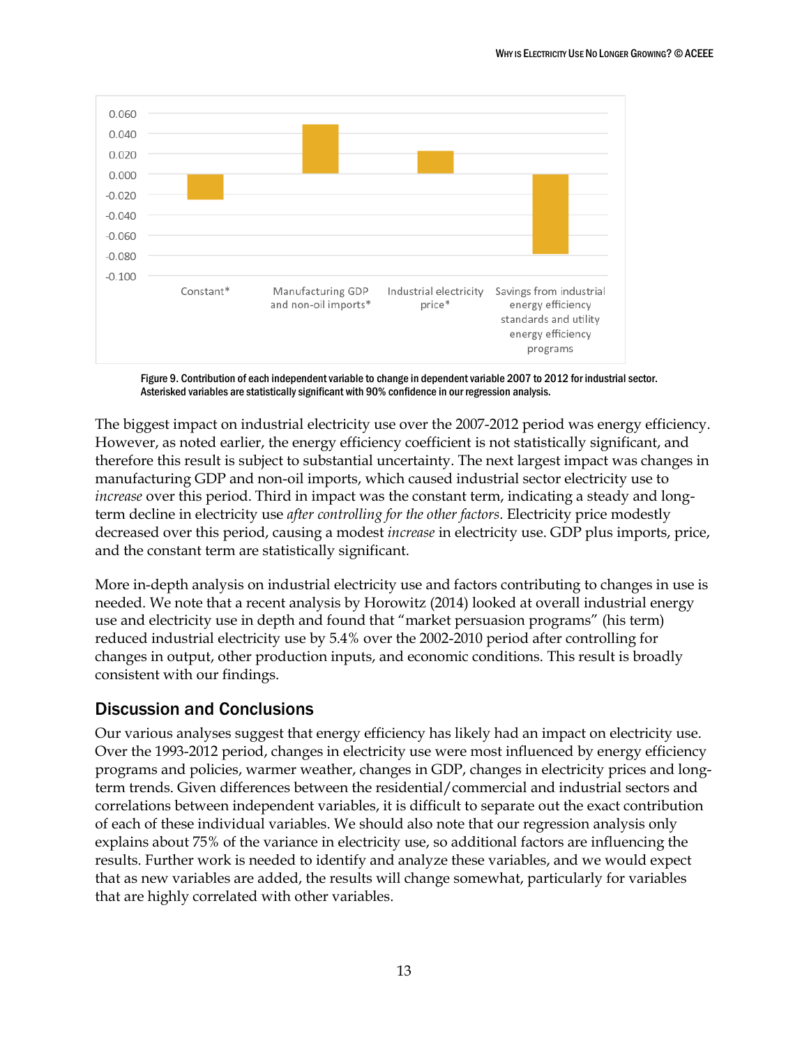Figure 9. Contribution of each independent variable to change in dependent variable 2007 to 2012 for industrial sector. Asterisked variables are statistically significant with 90% confidence in our regression analysis.

The biggest impact on industrial electricity use over the 2007-2012 period was energy efficiency. However, as noted earlier, the energy efficiency coefficient is not statistically significant, and therefore this result is subject to substantial uncertainty. The next largest impact was changes in manufacturing GDP and non-oil imports, which caused industrial sector electricity use to *increase* over this period. Third in impact was the constant term, indicating a steady and long-term decline in electricity use *after controlling for the other factors*. Electricity price modestly decreased over this period, causing a modest *increase* in electricity use. GDP plus imports, price, and the constant term are statistically significant.

More in-depth analysis on industrial electricity use and factors contributing to changes in use is needed. We note that a recent analysis by Horowitz (2014) looked at overall industrial energy use and electricity use in depth and found that "market persuasion programs" (his term) reduced industrial electricity use by 5.4% over the 2002-2010 period after controlling for changes in output, other production inputs, and economic conditions. This result is broadly consistent with our findings.

## Discussion and Conclusions

Our various analyses suggest that energy efficiency has likely had an impact on electricity use. Over the 1993-2012 period, changes in electricity use were most influenced by energy efficiency programs and policies, warmer weather, changes in GDP, changes in electricity prices and long-term trends. Given differences between the residential/commercial and industrial sectors and correlations between independent variables, it is difficult to separate out the exact contribution of each of these individual variables. We should also note that our regression analysis only explains about 75% of the variance in electricity use, so additional factors are influencing the results. Further work is needed to identify and analyze these variables, and we would expect that as new variables are added, the results will change somewhat, particularly for variables that are highly correlated with other variables.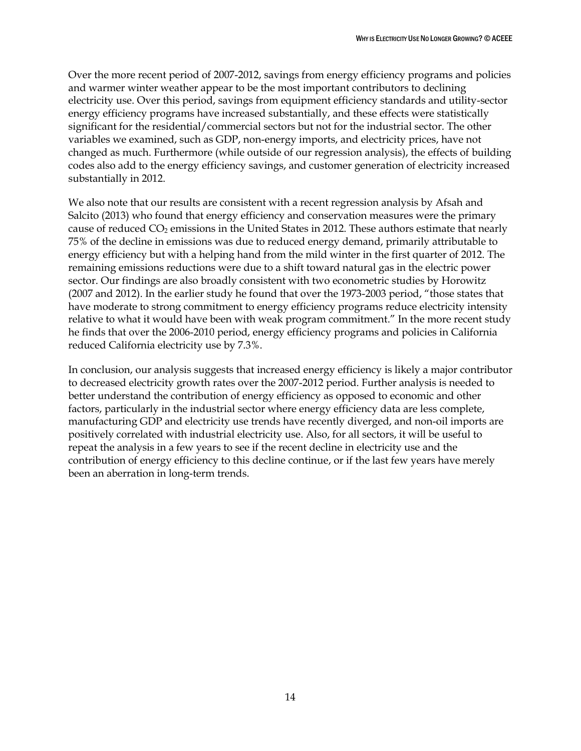Over the more recent period of 2007-2012, savings from energy efficiency programs and policies and warmer winter weather appear to be the most important contributors to declining electricity use. Over this period, savings from equipment efficiency standards and utility-sector energy efficiency programs have increased substantially, and these effects were statistically significant for the residential/commercial sectors but not for the industrial sector. The other variables we examined, such as GDP, non-energy imports, and electricity prices, have not changed as much. Furthermore (while outside of our regression analysis), the effects of building codes also add to the energy efficiency savings, and customer generation of electricity increased substantially in 2012.

We also note that our results are consistent with a recent regression analysis by Afsah and Salcito (2013) who found that energy efficiency and conservation measures were the primary cause of reduced $CO_2$ emissions in the United States in 2012. These authors estimate that nearly 75% of the decline in emissions was due to reduced energy demand, primarily attributable to energy efficiency but with a helping hand from the mild winter in the first quarter of 2012. The remaining emissions reductions were due to a shift toward natural gas in the electric power sector. Our findings are also broadly consistent with two econometric studies by Horowitz (2007 and 2012). In the earlier study he found that over the 1973-2003 period, "those states that have moderate to strong commitment to energy efficiency programs reduce electricity intensity relative to what it would have been with weak program commitment." In the more recent study he finds that over the 2006-2010 period, energy efficiency programs and policies in California reduced California electricity use by 7.3%.

In conclusion, our analysis suggests that increased energy efficiency is likely a major contributor to decreased electricity growth rates over the 2007-2012 period. Further analysis is needed to better understand the contribution of energy efficiency as opposed to economic and other factors, particularly in the industrial sector where energy efficiency data are less complete, manufacturing GDP and electricity use trends have recently diverged, and non-oil imports are positively correlated with industrial electricity use. Also, for all sectors, it will be useful to repeat the analysis in a few years to see if the recent decline in electricity use and the contribution of energy efficiency to this decline continue, or if the last few years have merely been an aberration in long-term trends.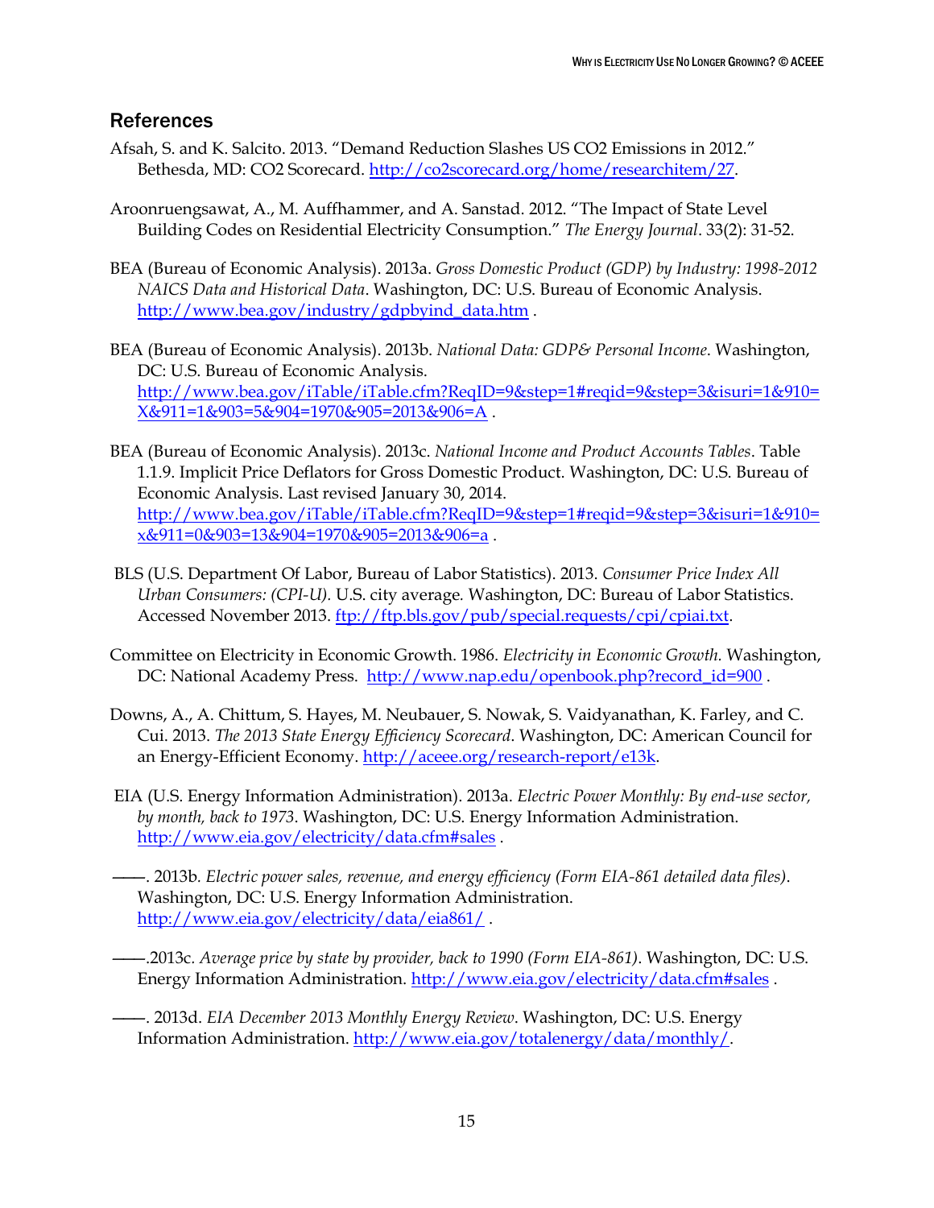## References

Afsah, S. and K. Salcito. 2013. "Demand Reduction Slashes US CO2 Emissions in 2012." Bethesda, MD: CO2 Scorecard. http://co2scorecard.org/home/researchitem/27.

Aroonruengsawat, A., M. Auffhammer, and A. Sanstad. 2012. "The Impact of State Level Building Codes on Residential Electricity Consumption." *The Energy Journal*. 33(2): 31-52.

BEA (Bureau of Economic Analysis). 2013a. *Gross Domestic Product (GDP) by Industry: 1998-2012 NAICS Data and Historical Data*. Washington, DC: U.S. Bureau of Economic Analysis. http://www.bea.gov/industry/gdpbyind_data.htm .

BEA (Bureau of Economic Analysis). 2013b. *National Data: GDP& Personal Income*. Washington, DC: U.S. Bureau of Economic Analysis. http://www.bea.gov/iTable/iTable.cfm?ReqID=9&step=1#reqid=9&step=3&isuri=1&910=X&911=1&903=5&904=1970&905=2013&906=A .

BEA (Bureau of Economic Analysis). 2013c. *National Income and Product Accounts Tables*. Table 1.1.9. Implicit Price Deflators for Gross Domestic Product. Washington, DC: U.S. Bureau of Economic Analysis. Last revised January 30, 2014. http://www.bea.gov/iTable/iTable.cfm?ReqID=9&step=1#reqid=9&step=3&isuri=1&910=x&911=0&903=13&904=1970&905=2013&906=a .

BLS (U.S. Department Of Labor, Bureau of Labor Statistics). 2013. *Consumer Price Index All Urban Consumers: (CPI-U).* U.S. city average. Washington, DC: Bureau of Labor Statistics. Accessed November 2013. ftp://ftp.bls.gov/pub/special.requests/cpi/cpiai.txt.

Committee on Electricity in Economic Growth. 1986. *Electricity in Economic Growth.* Washington, DC: National Academy Press. http://www.nap.edu/openbook.php?record_id=900 .

Downs, A., A. Chittum, S. Hayes, M. Neubauer, S. Nowak, S. Vaidyanathan, K. Farley, and C. Cui. 2013. *The 2013 State Energy Efficiency Scorecard*. Washington, DC: American Council for an Energy-Efficient Economy. http://aceee.org/research-report/e13k.

EIA (U.S. Energy Information Administration). 2013a. *Electric Power Monthly: By end-use sector, by month, back to 1973*. Washington, DC: U.S. Energy Information Administration. http://www.eia.gov/electricity/data.cfm#sales .

——. 2013b. *Electric power sales, revenue, and energy efficiency (Form EIA-861 detailed data files)*. Washington, DC: U.S. Energy Information Administration. http://www.eia.gov/electricity/data/eia861/ .

——.2013c. *Average price by state by provider, back to 1990 (Form EIA-861)*. Washington, DC: U.S. Energy Information Administration. http://www.eia.gov/electricity/data.cfm#sales .

——. 2013d. *EIA December 2013 Monthly Energy Review*. Washington, DC: U.S. Energy Information Administration. http://www.eia.gov/totalenergy/data/monthly/.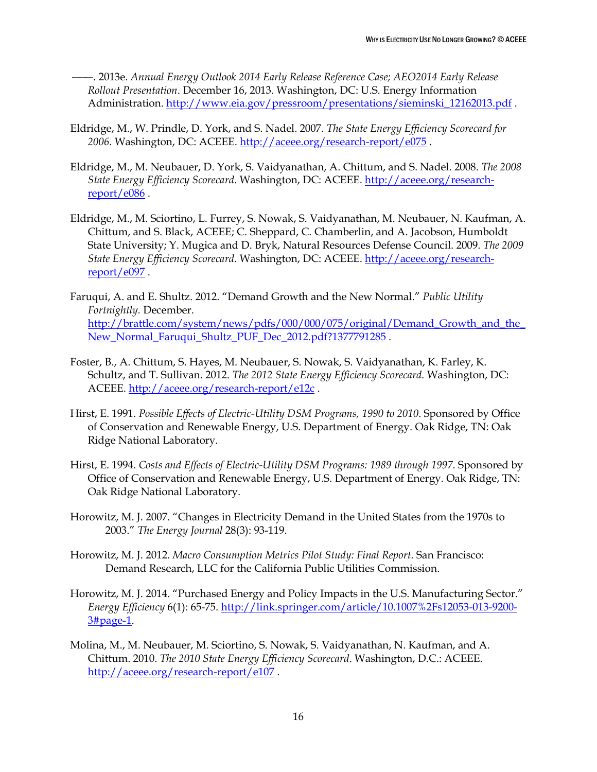———. 2013e. *Annual Energy Outlook 2014 Early Release Reference Case; AEO2014 Early Release Rollout Presentation*. December 16, 2013. Washington, DC: U.S. Energy Information Administration. http://www.eia.gov/pressroom/presentations/sieminski_12162013.pdf .

Eldridge, M., W. Prindle, D. York, and S. Nadel. 2007. *The State Energy Efficiency Scorecard for 2006.* Washington, DC: ACEEE. http://aceee.org/research-report/e075 .

Eldridge, M., M. Neubauer, D. York, S. Vaidyanathan, A. Chittum, and S. Nadel. 2008. *The 2008 State Energy Efficiency Scorecard*. Washington, DC: ACEEE. http://aceee.org/research-report/e086 .

Eldridge, M., M. Sciortino, L. Furrey, S. Nowak, S. Vaidyanathan, M. Neubauer, N. Kaufman, A. Chittum, and S. Black, ACEEE; C. Sheppard, C. Chamberlin, and A. Jacobson, Humboldt State University; Y. Mugica and D. Bryk, Natural Resources Defense Council. 2009. *The 2009 State Energy Efficiency Scorecard*. Washington, DC: ACEEE. http://aceee.org/research-report/e097 .

Faruqui, A. and E. Shultz. 2012. "Demand Growth and the New Normal." *Public Utility Fortnightly.* December. http://brattle.com/system/news/pdfs/000/000/075/original/Demand_Growth_and_the_New_Normal_Faruqui_Shultz_PUF_Dec_2012.pdf?1377791285 .

Foster, B., A. Chittum, S. Hayes, M. Neubauer, S. Nowak, S. Vaidyanathan, K. Farley, K. Schultz, and T. Sullivan. 2012. *The 2012 State Energy Efficiency Scorecard.* Washington, DC: ACEEE. http://aceee.org/research-report/e12c .

Hirst, E. 1991. *Possible Effects of Electric-Utility DSM Programs, 1990 to 2010*. Sponsored by Office of Conservation and Renewable Energy, U.S. Department of Energy. Oak Ridge, TN: Oak Ridge National Laboratory.

Hirst, E. 1994. *Costs and Effects of Electric-Utility DSM Programs: 1989 through 1997.* Sponsored by Office of Conservation and Renewable Energy, U.S. Department of Energy. Oak Ridge, TN: Oak Ridge National Laboratory.

Horowitz, M. J. 2007. "Changes in Electricity Demand in the United States from the 1970s to 2003." *The Energy Journal* 28(3): 93-119.

Horowitz, M. J. 2012. *Macro Consumption Metrics Pilot Study: Final Report*. San Francisco: Demand Research, LLC for the California Public Utilities Commission.

Horowitz, M. J. 2014. "Purchased Energy and Policy Impacts in the U.S. Manufacturing Sector." *Energy Efficiency* 6(1): 65-75. http://link.springer.com/article/10.1007%2Fs12053-013-9200-3#page-1.

Molina, M., M. Neubauer, M. Sciortino, S. Nowak, S. Vaidyanathan, N. Kaufman, and A. Chittum. 2010. *The 2010 State Energy Efficiency Scorecard*. Washington, D.C.: ACEEE. http://aceee.org/research-report/e107 .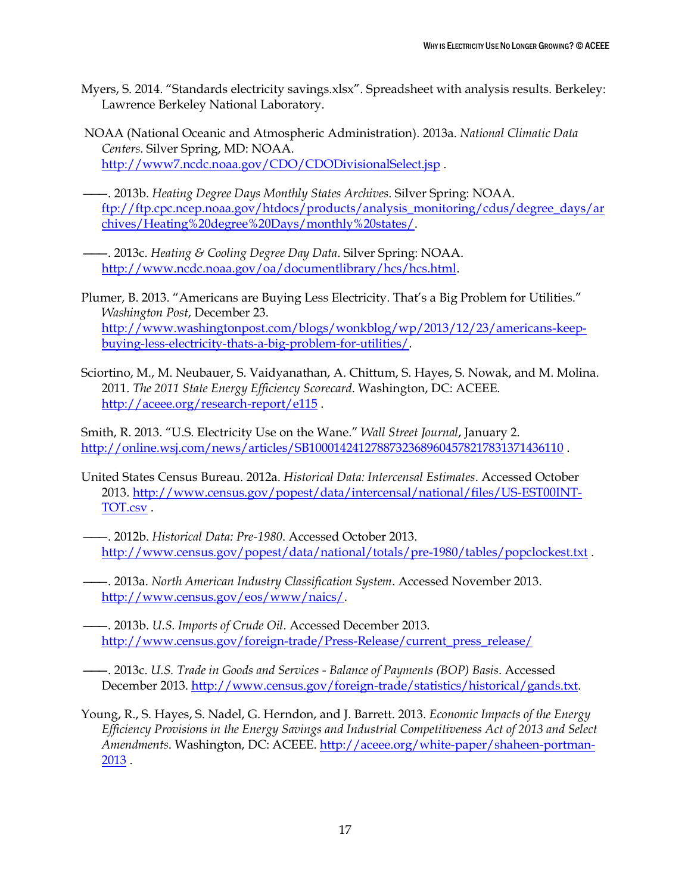Myers, S. 2014. "Standards electricity savings.xlsx". Spreadsheet with analysis results. Berkeley: Lawrence Berkeley National Laboratory.

NOAA (National Oceanic and Atmospheric Administration). 2013a. *National Climatic Data Centers*. Silver Spring, MD: NOAA. http://www7.ncdc.noaa.gov/CDO/CDODivisionalSelect.jsp .

——. 2013b. *Heating Degree Days Monthly States Archives*. Silver Spring: NOAA. ftp://ftp.cpc.ncep.noaa.gov/htdocs/products/analysis_monitoring/cdus/degree_days/archives/Heating%20degree%20Days/monthly%20states/.

——. 2013c. *Heating & Cooling Degree Day Data*. Silver Spring: NOAA. http://www.ncdc.noaa.gov/oa/documentlibrary/hcs/hcs.html.

Plumer, B. 2013. "Americans are Buying Less Electricity. That's a Big Problem for Utilities." *Washington Post*, December 23. http://www.washingtonpost.com/blogs/wonkblog/wp/2013/12/23/americans-keep-buying-less-electricity-thats-a-big-problem-for-utilities/.

Sciortino, M., M. Neubauer, S. Vaidyanathan, A. Chittum, S. Hayes, S. Nowak, and M. Molina. 2011. *The 2011 State Energy Efficiency Scorecard*. Washington, DC: ACEEE. http://aceee.org/research-report/e115 .

Smith, R. 2013. "U.S. Electricity Use on the Wane." *Wall Street Journal*, January 2. http://online.wsj.com/news/articles/SB10001424127887323689604578217831371436110 .

United States Census Bureau. 2012a. *Historical Data: Intercensal Estimates*. Accessed October 2013. http://www.census.gov/popest/data/intercensal/national/files/US-EST00INT-TOT.csv .

——. 2012b. *Historical Data: Pre-1980*. Accessed October 2013. http://www.census.gov/popest/data/national/totals/pre-1980/tables/popclockest.txt .

——. 2013a. *North American Industry Classification System*. Accessed November 2013. http://www.census.gov/eos/www/naics/.

——. 2013b. *U.S. Imports of Crude Oil*. Accessed December 2013. http://www.census.gov/foreign-trade/Press-Release/current_press_release/

——. 2013c. *U.S. Trade in Goods and Services - Balance of Payments (BOP) Basis*. Accessed December 2013. http://www.census.gov/foreign-trade/statistics/historical/gands.txt.

Young, R., S. Hayes, S. Nadel, G. Herndon, and J. Barrett. 2013. *Economic Impacts of the Energy Efficiency Provisions in the Energy Savings and Industrial Competitiveness Act of 2013 and Select Amendments*. Washington, DC: ACEEE. http://aceee.org/white-paper/shaheen-portman-2013 .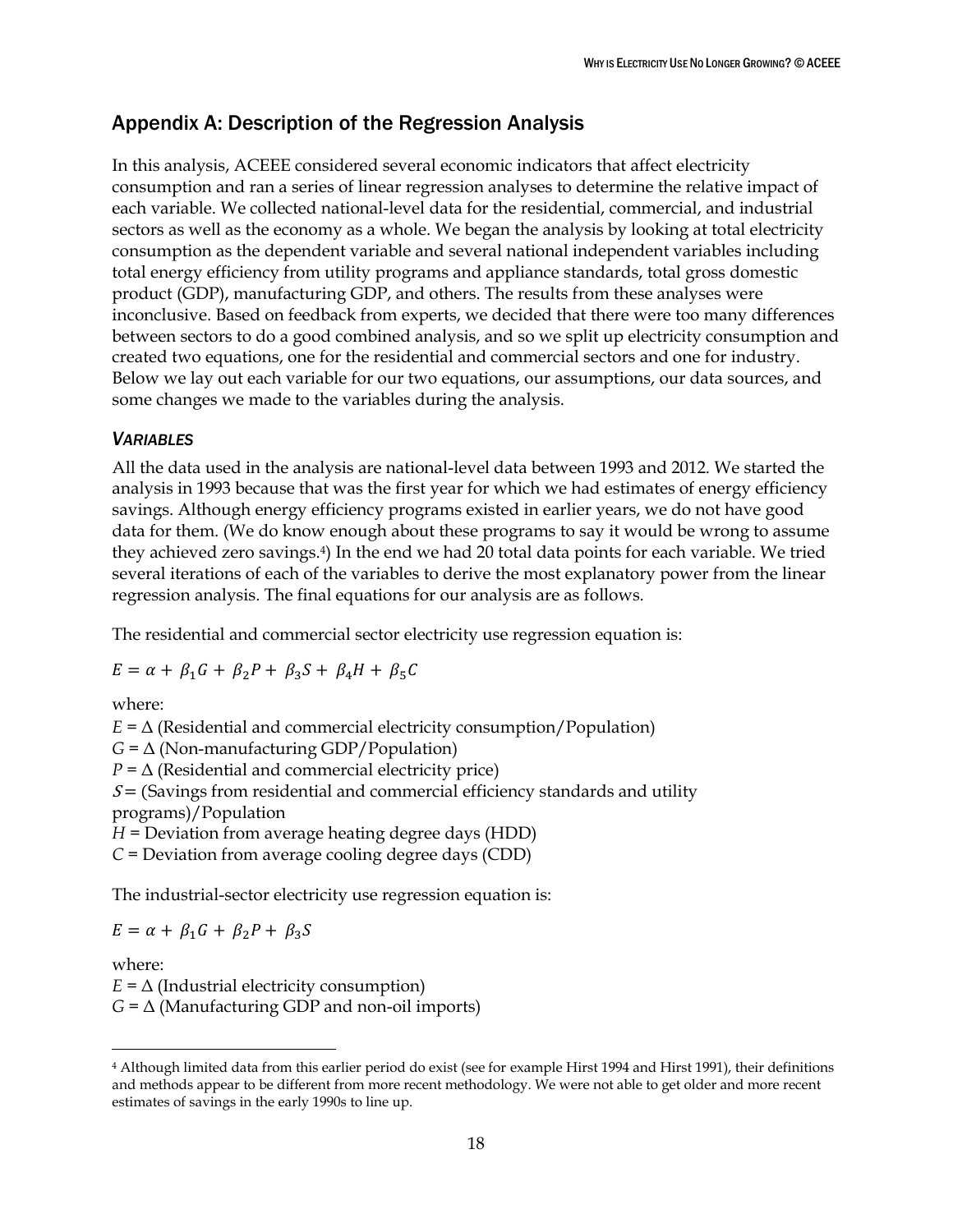## Appendix A: Description of the Regression Analysis

In this analysis, ACEEE considered several economic indicators that affect electricity consumption and ran a series of linear regression analyses to determine the relative impact of each variable. We collected national-level data for the residential, commercial, and industrial sectors as well as the economy as a whole. We began the analysis by looking at total electricity consumption as the dependent variable and several national independent variables including total energy efficiency from utility programs and appliance standards, total gross domestic product (GDP), manufacturing GDP, and others. The results from these analyses were inconclusive. Based on feedback from experts, we decided that there were too many differences between sectors to do a good combined analysis, and so we split up electricity consumption and created two equations, one for the residential and commercial sectors and one for industry. Below we lay out each variable for our two equations, our assumptions, our data sources, and some changes we made to the variables during the analysis.

### *Variables*

All the data used in the analysis are national-level data between 1993 and 2012. We started the analysis in 1993 because that was the first year for which we had estimates of energy efficiency savings. Although energy efficiency programs existed in earlier years, we do not have good data for them. (We do know enough about these programs to say it would be wrong to assume they achieved zero savings.[4]) In the end we had 20 total data points for each variable. We tried several iterations of each of the variables to derive the most explanatory power from the linear regression analysis. The final equations for our analysis are as follows.

The residential and commercial sector electricity use regression equation is:

$$E = \alpha + \beta_1 G + \beta_2 P + \beta_3 S + \beta_4 H + \beta_5 C$$

where:

$E$ = $\Delta$ (Residential and commercial electricity consumption/Population)
$G$ = $\Delta$ (Non-manufacturing GDP/Population)
$P$ = $\Delta$ (Residential and commercial electricity price)
$S$ = (Savings from residential and commercial efficiency standards and utility programs)/Population
$H$ = Deviation from average heating degree days (HDD)
$C$ = Deviation from average cooling degree days (CDD)

The industrial-sector electricity use regression equation is:

$$E = \alpha + \beta_1 G + \beta_2 P + \beta_3 S$$

where:

$E$ = $\Delta$ (Industrial electricity consumption)
$G$ = $\Delta$ (Manufacturing GDP and non-oil imports)

[4] Although limited data from this earlier period do exist (see for example Hirst 1994 and Hirst 1991), their definitions and methods appear to be different from more recent methodology. We were not able to get older and more recent estimates of savings in the early 1990s to line up.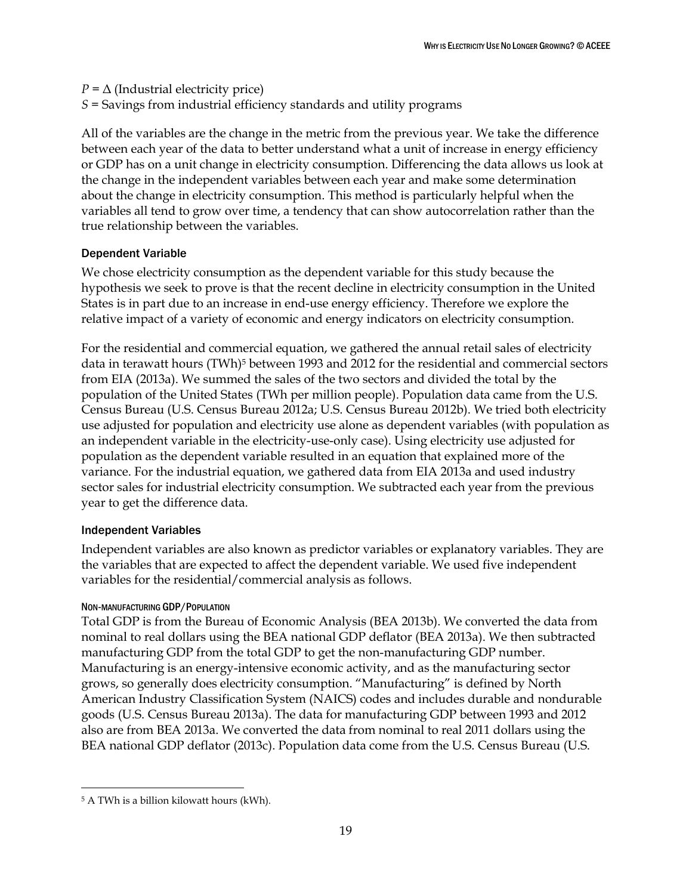$P = \Delta$ (Industrial electricity price)
$S$ = Savings from industrial efficiency standards and utility programs

All of the variables are the change in the metric from the previous year. We take the difference between each year of the data to better understand what a unit of increase in energy efficiency or GDP has on a unit change in electricity consumption. Differencing the data allows us look at the change in the independent variables between each year and make some determination about the change in electricity consumption. This method is particularly helpful when the variables all tend to grow over time, a tendency that can show autocorrelation rather than the true relationship between the variables.

### Dependent Variable

We chose electricity consumption as the dependent variable for this study because the hypothesis we seek to prove is that the recent decline in electricity consumption in the United States is in part due to an increase in end-use energy efficiency. Therefore we explore the relative impact of a variety of economic and energy indicators on electricity consumption.

For the residential and commercial equation, we gathered the annual retail sales of electricity data in terawatt hours (TWh)[5] between 1993 and 2012 for the residential and commercial sectors from EIA (2013a). We summed the sales of the two sectors and divided the total by the population of the United States (TWh per million people). Population data came from the U.S. Census Bureau (U.S. Census Bureau 2012a; U.S. Census Bureau 2012b). We tried both electricity use adjusted for population and electricity use alone as dependent variables (with population as an independent variable in the electricity-use-only case). Using electricity use adjusted for population as the dependent variable resulted in an equation that explained more of the variance. For the industrial equation, we gathered data from EIA 2013a and used industry sector sales for industrial electricity consumption. We subtracted each year from the previous year to get the difference data.

### Independent Variables

Independent variables are also known as predictor variables or explanatory variables. They are the variables that are expected to affect the dependent variable. We used five independent variables for the residential/commercial analysis as follows.

#### Non-manufacturing GDP/Population

Total GDP is from the Bureau of Economic Analysis (BEA 2013b). We converted the data from nominal to real dollars using the BEA national GDP deflator (BEA 2013a). We then subtracted manufacturing GDP from the total GDP to get the non-manufacturing GDP number. Manufacturing is an energy-intensive economic activity, and as the manufacturing sector grows, so generally does electricity consumption. "Manufacturing" is defined by North American Industry Classification System (NAICS) codes and includes durable and nondurable goods (U.S. Census Bureau 2013a). The data for manufacturing GDP between 1993 and 2012 also are from BEA 2013a. We converted the data from nominal to real 2011 dollars using the BEA national GDP deflator (2013c). Population data come from the U.S. Census Bureau (U.S.

---

[5] A TWh is a billion kilowatt hours (kWh).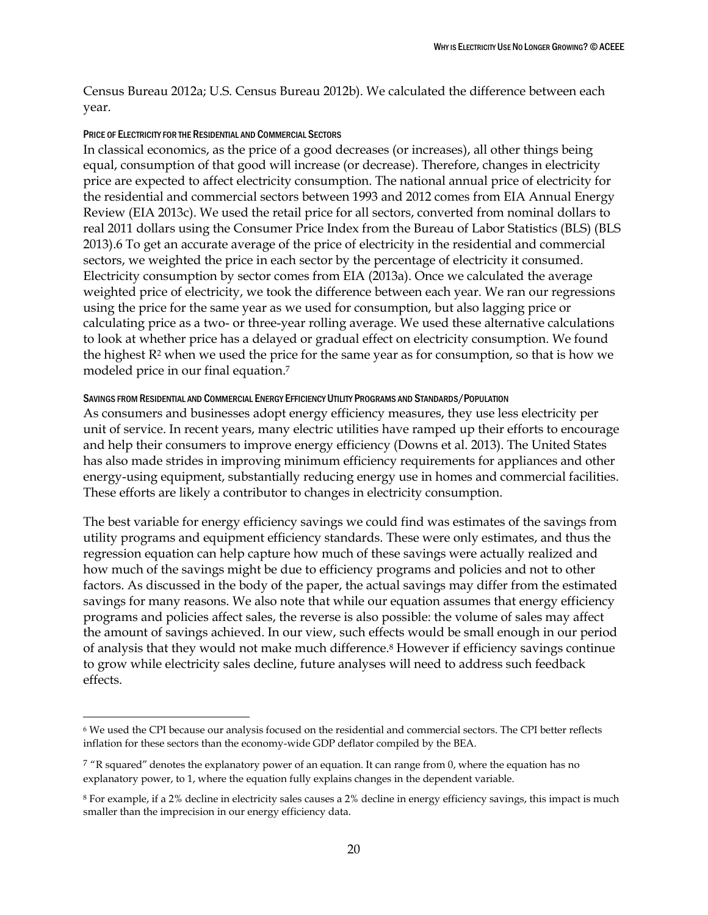Census Bureau 2012a; U.S. Census Bureau 2012b). We calculated the difference between each year.

#### PRICE OF ELECTRICITY FOR THE RESIDENTIAL AND COMMERCIAL SECTORS

In classical economics, as the price of a good decreases (or increases), all other things being equal, consumption of that good will increase (or decrease). Therefore, changes in electricity price are expected to affect electricity consumption. The national annual price of electricity for the residential and commercial sectors between 1993 and 2012 comes from EIA Annual Energy Review (EIA 2013c). We used the retail price for all sectors, converted from nominal dollars to real 2011 dollars using the Consumer Price Index from the Bureau of Labor Statistics (BLS) (BLS 2013).[6] To get an accurate average of the price of electricity in the residential and commercial sectors, we weighted the price in each sector by the percentage of electricity it consumed. Electricity consumption by sector comes from EIA (2013a). Once we calculated the average weighted price of electricity, we took the difference between each year. We ran our regressions using the price for the same year as we used for consumption, but also lagging price or calculating price as a two- or three-year rolling average. We used these alternative calculations to look at whether price has a delayed or gradual effect on electricity consumption. We found the highest $R^2$ when we used the price for the same year as for consumption, so that is how we modeled price in our final equation.[7]

#### SAVINGS FROM RESIDENTIAL AND COMMERCIAL ENERGY EFFICIENCY UTILITY PROGRAMS AND STANDARDS/POPULATION

As consumers and businesses adopt energy efficiency measures, they use less electricity per unit of service. In recent years, many electric utilities have ramped up their efforts to encourage and help their consumers to improve energy efficiency (Downs et al. 2013). The United States has also made strides in improving minimum efficiency requirements for appliances and other energy-using equipment, substantially reducing energy use in homes and commercial facilities. These efforts are likely a contributor to changes in electricity consumption.

The best variable for energy efficiency savings we could find was estimates of the savings from utility programs and equipment efficiency standards. These were only estimates, and thus the regression equation can help capture how much of these savings were actually realized and how much of the savings might be due to efficiency programs and policies and not to other factors. As discussed in the body of the paper, the actual savings may differ from the estimated savings for many reasons. We also note that while our equation assumes that energy efficiency programs and policies affect sales, the reverse is also possible: the volume of sales may affect the amount of savings achieved. In our view, such effects would be small enough in our period of analysis that they would not make much difference.[8] However if efficiency savings continue to grow while electricity sales decline, future analyses will need to address such feedback effects.

---

[6] We used the CPI because our analysis focused on the residential and commercial sectors. The CPI better reflects inflation for these sectors than the economy-wide GDP deflator compiled by the BEA.

[7] "R squared" denotes the explanatory power of an equation. It can range from 0, where the equation has no explanatory power, to 1, where the equation fully explains changes in the dependent variable.

[8] For example, if a 2% decline in electricity sales causes a 2% decline in energy efficiency savings, this impact is much smaller than the imprecision in our energy efficiency data.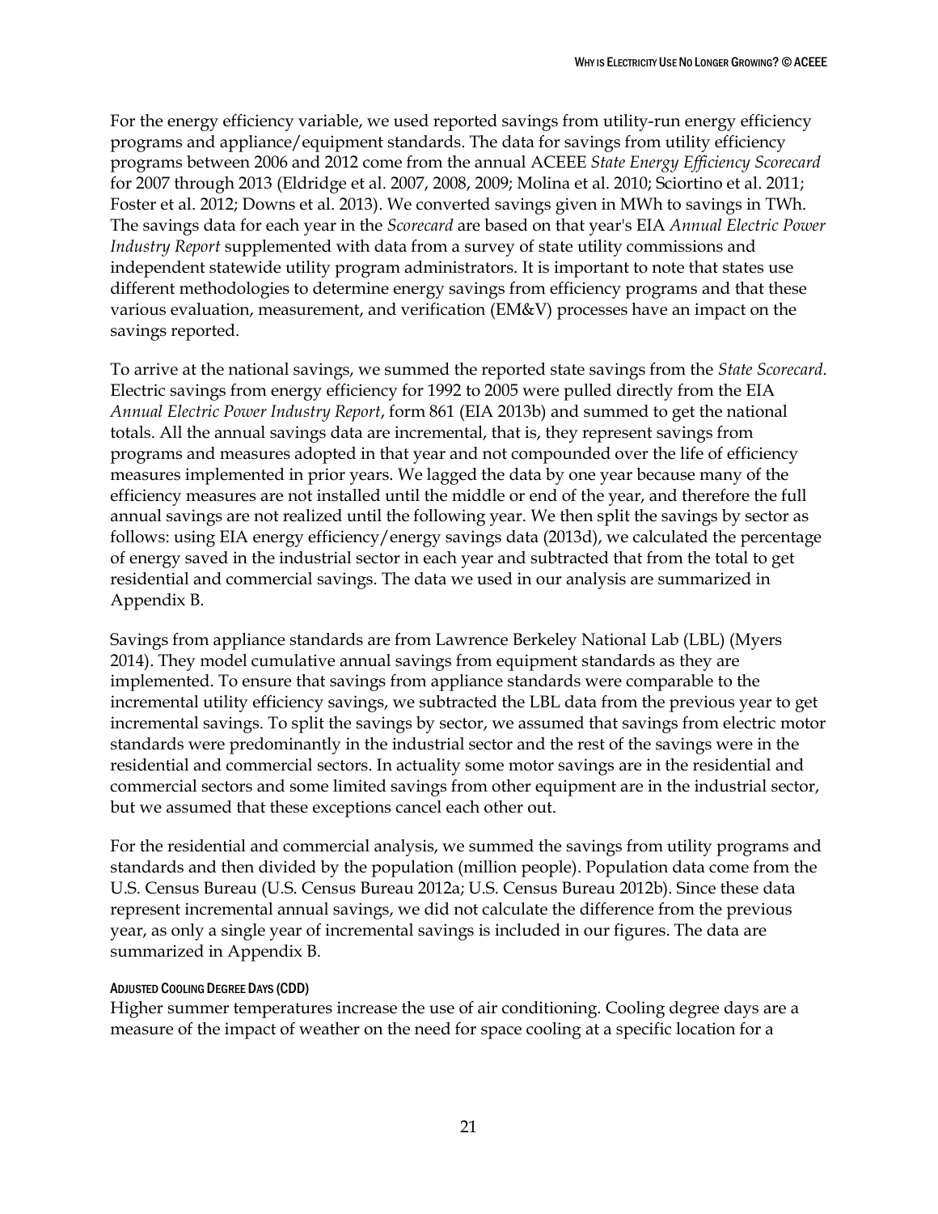For the energy efficiency variable, we used reported savings from utility-run energy efficiency programs and appliance/equipment standards. The data for savings from utility efficiency programs between 2006 and 2012 come from the annual ACEEE *State Energy Efficiency Scorecard* for 2007 through 2013 (Eldridge et al. 2007, 2008, 2009; Molina et al. 2010; Sciortino et al. 2011; Foster et al. 2012; Downs et al. 2013). We converted savings given in MWh to savings in TWh. The savings data for each year in the *Scorecard* are based on that year's EIA *Annual Electric Power Industry Report* supplemented with data from a survey of state utility commissions and independent statewide utility program administrators. It is important to note that states use different methodologies to determine energy savings from efficiency programs and that these various evaluation, measurement, and verification (EM&V) processes have an impact on the savings reported.

To arrive at the national savings, we summed the reported state savings from the *State Scorecard*. Electric savings from energy efficiency for 1992 to 2005 were pulled directly from the EIA *Annual Electric Power Industry Report*, form 861 (EIA 2013b) and summed to get the national totals. All the annual savings data are incremental, that is, they represent savings from programs and measures adopted in that year and not compounded over the life of efficiency measures implemented in prior years. We lagged the data by one year because many of the efficiency measures are not installed until the middle or end of the year, and therefore the full annual savings are not realized until the following year. We then split the savings by sector as follows: using EIA energy efficiency/energy savings data (2013d), we calculated the percentage of energy saved in the industrial sector in each year and subtracted that from the total to get residential and commercial savings. The data we used in our analysis are summarized in Appendix B.

Savings from appliance standards are from Lawrence Berkeley National Lab (LBL) (Myers 2014). They model cumulative annual savings from equipment standards as they are implemented. To ensure that savings from appliance standards were comparable to the incremental utility efficiency savings, we subtracted the LBL data from the previous year to get incremental savings. To split the savings by sector, we assumed that savings from electric motor standards were predominantly in the industrial sector and the rest of the savings were in the residential and commercial sectors. In actuality some motor savings are in the residential and commercial sectors and some limited savings from other equipment are in the industrial sector, but we assumed that these exceptions cancel each other out.

For the residential and commercial analysis, we summed the savings from utility programs and standards and then divided by the population (million people). Population data come from the U.S. Census Bureau (U.S. Census Bureau 2012a; U.S. Census Bureau 2012b). Since these data represent incremental annual savings, we did not calculate the difference from the previous year, as only a single year of incremental savings is included in our figures. The data are summarized in Appendix B.

#### Adjusted Cooling Degree Days (CDD)

Higher summer temperatures increase the use of air conditioning. Cooling degree days are a measure of the impact of weather on the need for space cooling at a specific location for a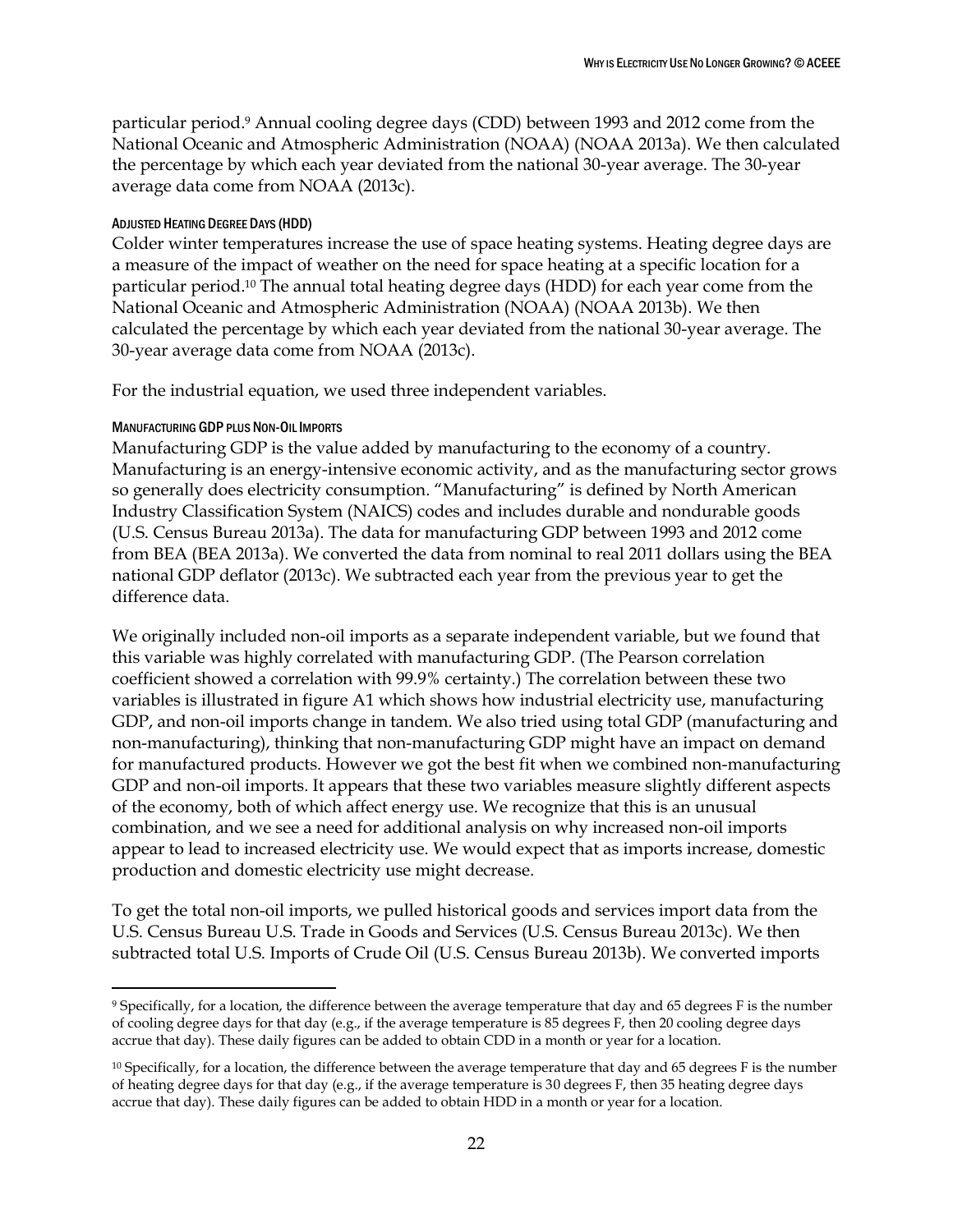particular period.[9] Annual cooling degree days (CDD) between 1993 and 2012 come from the National Oceanic and Atmospheric Administration (NOAA) (NOAA 2013a). We then calculated the percentage by which each year deviated from the national 30-year average. The 30-year average data come from NOAA (2013c).

#### ADJUSTED HEATING DEGREE DAYS (HDD)

Colder winter temperatures increase the use of space heating systems. Heating degree days are a measure of the impact of weather on the need for space heating at a specific location for a particular period.[10] The annual total heating degree days (HDD) for each year come from the National Oceanic and Atmospheric Administration (NOAA) (NOAA 2013b). We then calculated the percentage by which each year deviated from the national 30-year average. The 30-year average data come from NOAA (2013c).

For the industrial equation, we used three independent variables.

#### MANUFACTURING GDP PLUS NON-OIL IMPORTS

Manufacturing GDP is the value added by manufacturing to the economy of a country. Manufacturing is an energy-intensive economic activity, and as the manufacturing sector grows so generally does electricity consumption. "Manufacturing" is defined by North American Industry Classification System (NAICS) codes and includes durable and nondurable goods (U.S. Census Bureau 2013a). The data for manufacturing GDP between 1993 and 2012 come from BEA (BEA 2013a). We converted the data from nominal to real 2011 dollars using the BEA national GDP deflator (2013c). We subtracted each year from the previous year to get the difference data.

We originally included non-oil imports as a separate independent variable, but we found that this variable was highly correlated with manufacturing GDP. (The Pearson correlation coefficient showed a correlation with 99.9% certainty.) The correlation between these two variables is illustrated in figure A1 which shows how industrial electricity use, manufacturing GDP, and non-oil imports change in tandem. We also tried using total GDP (manufacturing and non-manufacturing), thinking that non-manufacturing GDP might have an impact on demand for manufactured products. However we got the best fit when we combined non-manufacturing GDP and non-oil imports. It appears that these two variables measure slightly different aspects of the economy, both of which affect energy use. We recognize that this is an unusual combination, and we see a need for additional analysis on why increased non-oil imports appear to lead to increased electricity use. We would expect that as imports increase, domestic production and domestic electricity use might decrease.

To get the total non-oil imports, we pulled historical goods and services import data from the U.S. Census Bureau U.S. Trade in Goods and Services (U.S. Census Bureau 2013c). We then subtracted total U.S. Imports of Crude Oil (U.S. Census Bureau 2013b). We converted imports

---

[9] Specifically, for a location, the difference between the average temperature that day and 65 degrees F is the number of cooling degree days for that day (e.g., if the average temperature is 85 degrees F, then 20 cooling degree days accrue that day). These daily figures can be added to obtain CDD in a month or year for a location.

[10] Specifically, for a location, the difference between the average temperature that day and 65 degrees F is the number of heating degree days for that day (e.g., if the average temperature is 30 degrees F, then 35 heating degree days accrue that day). These daily figures can be added to obtain HDD in a month or year for a location.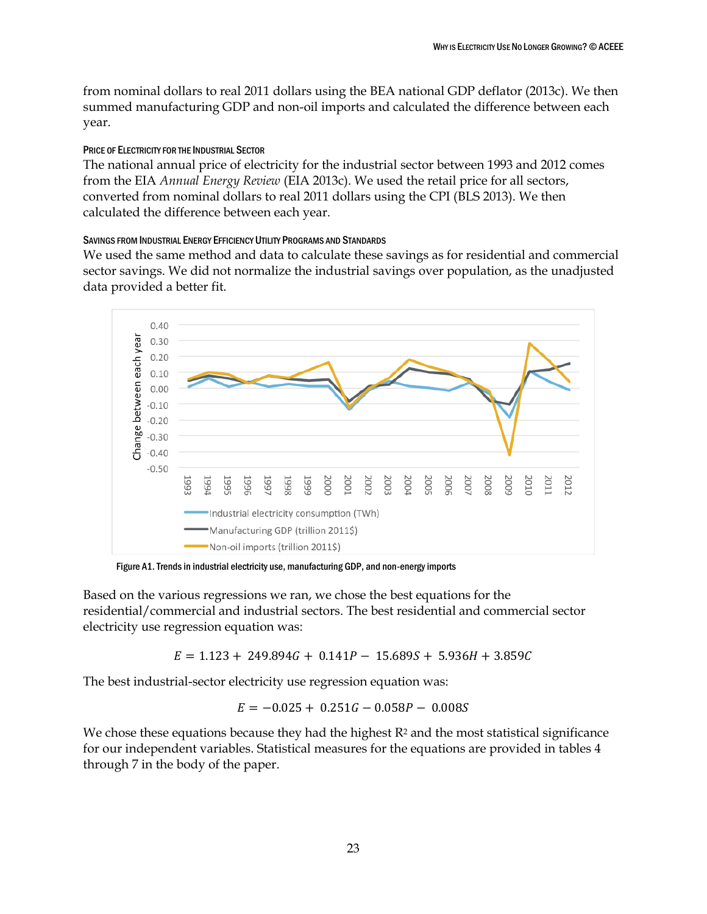from nominal dollars to real 2011 dollars using the BEA national GDP deflator (2013c). We then summed manufacturing GDP and non-oil imports and calculated the difference between each year.

#### Price of Electricity for the Industrial Sector

The national annual price of electricity for the industrial sector between 1993 and 2012 comes from the EIA *Annual Energy Review* (EIA 2013c). We used the retail price for all sectors, converted from nominal dollars to real 2011 dollars using the CPI (BLS 2013). We then calculated the difference between each year.

#### Savings from Industrial Energy Efficiency Utility Programs and Standards

We used the same method and data to calculate these savings as for residential and commercial sector savings. We did not normalize the industrial savings over population, as the unadjusted data provided a better fit.

Figure A1. Trends in industrial electricity use, manufacturing GDP, and non-energy imports

Based on the various regressions we ran, we chose the best equations for the residential/commercial and industrial sectors. The best residential and commercial sector electricity use regression equation was:

$$E = 1.123 + 249.894G + 0.141P - 15.689S + 5.936H + 3.859C$$

The best industrial-sector electricity use regression equation was:

$$E = -0.025 + 0.251G - 0.058P - 0.008S$$

We chose these equations because they had the highest $R^2$ and the most statistical significance for our independent variables. Statistical measures for the equations are provided in tables 4 through 7 in the body of the paper.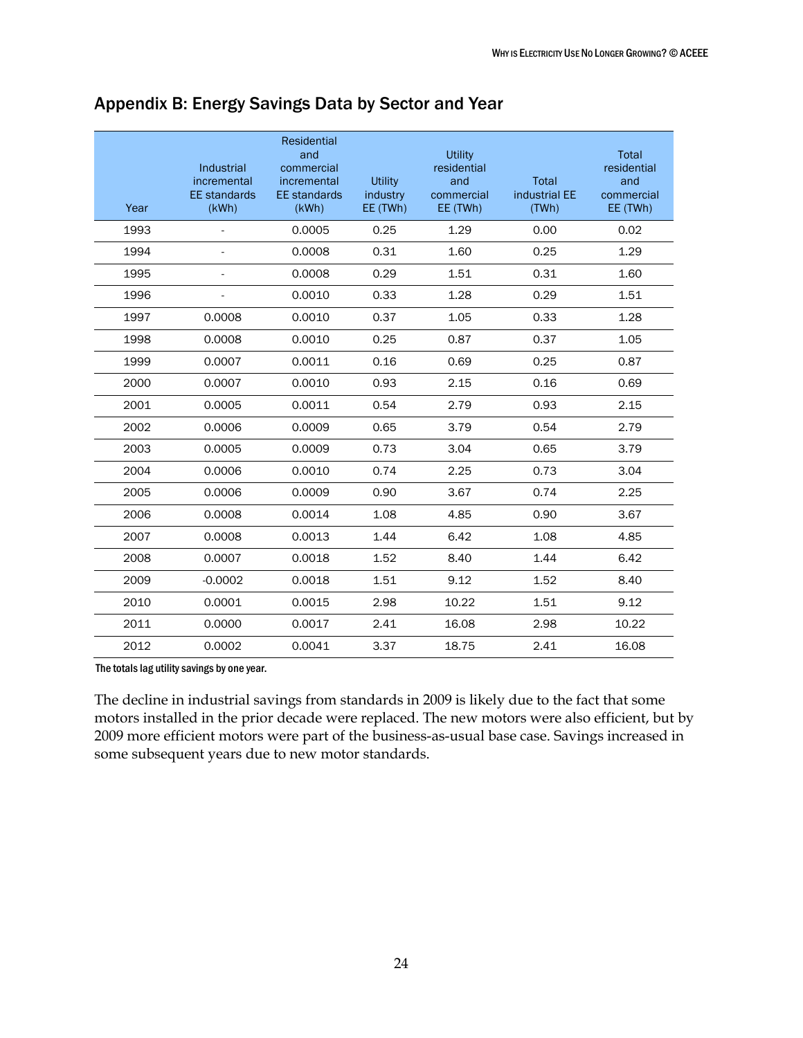## Appendix B: Energy Savings Data by Sector and Year

| Year | Industrial incremental EE standards (kWh) | Residential and commercial incremental EE standards (kWh) | Utility industry EE (TWh) | Utility residential and commercial EE (TWh) | Total industrial EE (TWh) | Total residential and commercial EE (TWh) |
|---|---|---|---|---|---|---|
| 1993 | - | 0.0005 | 0.25 | 1.29 | 0.00 | 0.02 |
| 1994 | - | 0.0008 | 0.31 | 1.60 | 0.25 | 1.29 |
| 1995 | - | 0.0008 | 0.29 | 1.51 | 0.31 | 1.60 |
| 1996 | - | 0.0010 | 0.33 | 1.28 | 0.29 | 1.51 |
| 1997 | 0.0008 | 0.0010 | 0.37 | 1.05 | 0.33 | 1.28 |
| 1998 | 0.0008 | 0.0010 | 0.25 | 0.87 | 0.37 | 1.05 |
| 1999 | 0.0007 | 0.0011 | 0.16 | 0.69 | 0.25 | 0.87 |
| 2000 | 0.0007 | 0.0010 | 0.93 | 2.15 | 0.16 | 0.69 |
| 2001 | 0.0005 | 0.0011 | 0.54 | 2.79 | 0.93 | 2.15 |
| 2002 | 0.0006 | 0.0009 | 0.65 | 3.79 | 0.54 | 2.79 |
| 2003 | 0.0005 | 0.0009 | 0.73 | 3.04 | 0.65 | 3.79 |
| 2004 | 0.0006 | 0.0010 | 0.74 | 2.25 | 0.73 | 3.04 |
| 2005 | 0.0006 | 0.0009 | 0.90 | 3.67 | 0.74 | 2.25 |
| 2006 | 0.0008 | 0.0014 | 1.08 | 4.85 | 0.90 | 3.67 |
| 2007 | 0.0008 | 0.0013 | 1.44 | 6.42 | 1.08 | 4.85 |
| 2008 | 0.0007 | 0.0018 | 1.52 | 8.40 | 1.44 | 6.42 |
| 2009 | -0.0002 | 0.0018 | 1.51 | 9.12 | 1.52 | 8.40 |
| 2010 | 0.0001 | 0.0015 | 2.98 | 10.22 | 1.51 | 9.12 |
| 2011 | 0.0000 | 0.0017 | 2.41 | 16.08 | 2.98 | 10.22 |
| 2012 | 0.0002 | 0.0041 | 3.37 | 18.75 | 2.41 | 16.08 |

The totals lag utility savings by one year.

The decline in industrial savings from standards in 2009 is likely due to the fact that some motors installed in the prior decade were replaced. The new motors were also efficient, but by 2009 more efficient motors were part of the business-as-usual base case. Savings increased in some subsequent years due to new motor standards.